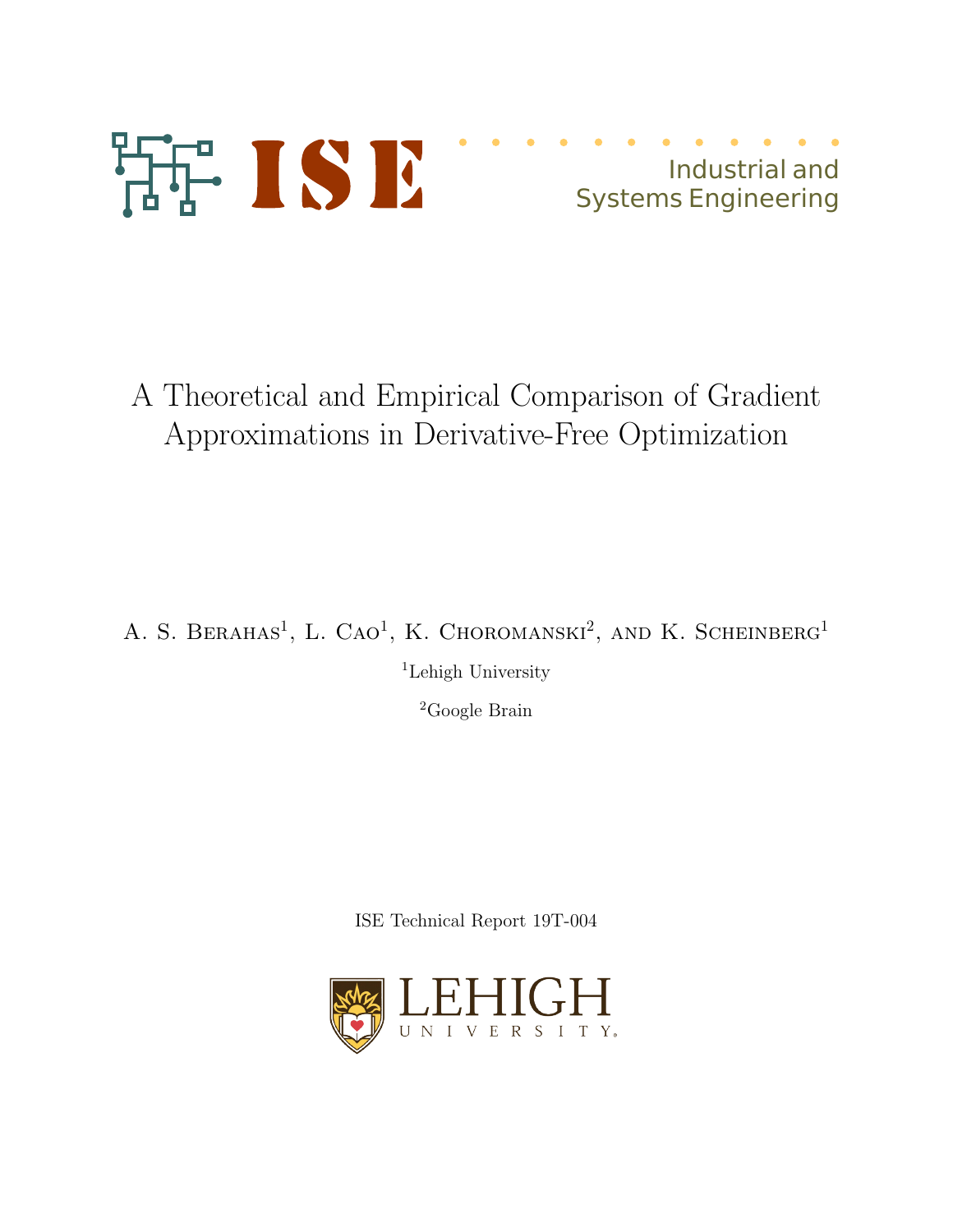ISE

Industrial and
Systems Engineering

# A Theoretical and Empirical Comparison of Gradient Approximations in Derivative-Free Optimization

A. S. Berahas[1], L. Cao[1], K. Choromanski[2], and K. Scheinberg[1]

[1]Lehigh University

[2]Google Brain

ISE Technical Report 19T-004

LEHIGH UNIVERSITY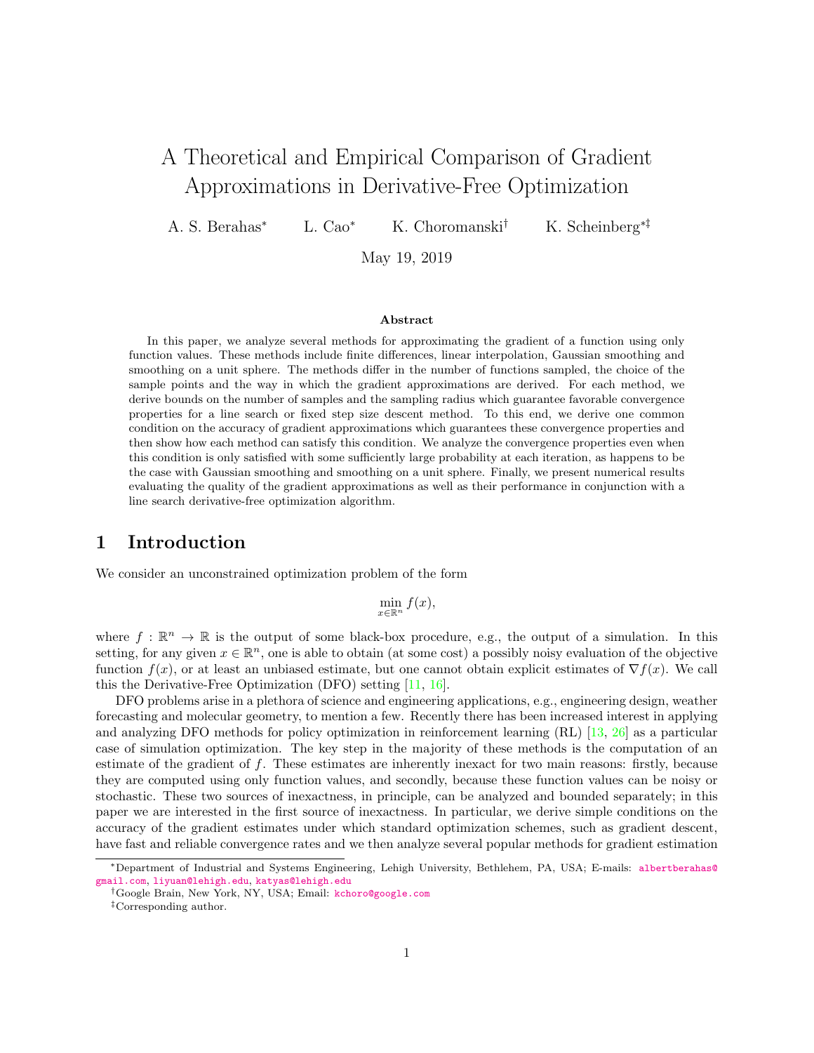# A Theoretical and Empirical Comparison of Gradient Approximations in Derivative-Free Optimization

A. S. Berahas[*] L. Cao[*] K. Choromanski[†] K. Scheinberg[*‡]

May 19, 2019

### Abstract

In this paper, we analyze several methods for approximating the gradient of a function using only function values. These methods include finite differences, linear interpolation, Gaussian smoothing and smoothing on a unit sphere. The methods differ in the number of functions sampled, the choice of the sample points and the way in which the gradient approximations are derived. For each method, we derive bounds on the number of samples and the sampling radius which guarantee favorable convergence properties for a line search or fixed step size descent method. To this end, we derive one common condition on the accuracy of gradient approximations which guarantees these convergence properties and then show how each method can satisfy this condition. We analyze the convergence properties even when this condition is only satisfied with some sufficiently large probability at each iteration, as happens to be the case with Gaussian smoothing and smoothing on a unit sphere. Finally, we present numerical results evaluating the quality of the gradient approximations as well as their performance in conjunction with a line search derivative-free optimization algorithm.

## 1 Introduction

We consider an unconstrained optimization problem of the form

$$\min_{x \in \mathbb{R}^n} f(x),$$

where $f : \mathbb{R}^n \to \mathbb{R}$ is the output of some black-box procedure, e.g., the output of a simulation. In this setting, for any given $x \in \mathbb{R}^n$, one is able to obtain (at some cost) a possibly noisy evaluation of the objective function $f(x)$, or at least an unbiased estimate, but one cannot obtain explicit estimates of $\nabla f(x)$. We call this the Derivative-Free Optimization (DFO) setting [11, 16].

DFO problems arise in a plethora of science and engineering applications, e.g., engineering design, weather forecasting and molecular geometry, to mention a few. Recently there has been increased interest in applying and analyzing DFO methods for policy optimization in reinforcement learning (RL) [13, 26] as a particular case of simulation optimization. The key step in the majority of these methods is the computation of an estimate of the gradient of $f$. These estimates are inherently inexact for two main reasons: firstly, because they are computed using only function values, and secondly, because these function values can be noisy or stochastic. These two sources of inexactness, in principle, can be analyzed and bounded separately; in this paper we are interested in the first source of inexactness. In particular, we derive simple conditions on the accuracy of the gradient estimates under which standard optimization schemes, such as gradient descent, have fast and reliable convergence rates and we then analyze several popular methods for gradient estimation

---

[*]Department of Industrial and Systems Engineering, Lehigh University, Bethlehem, PA, USA; E-mails: albertberahas@gmail.com, liyuan@lehigh.edu, katyas@lehigh.edu

[†]Google Brain, New York, NY, USA; Email: kchoro@google.com

[‡]Corresponding author.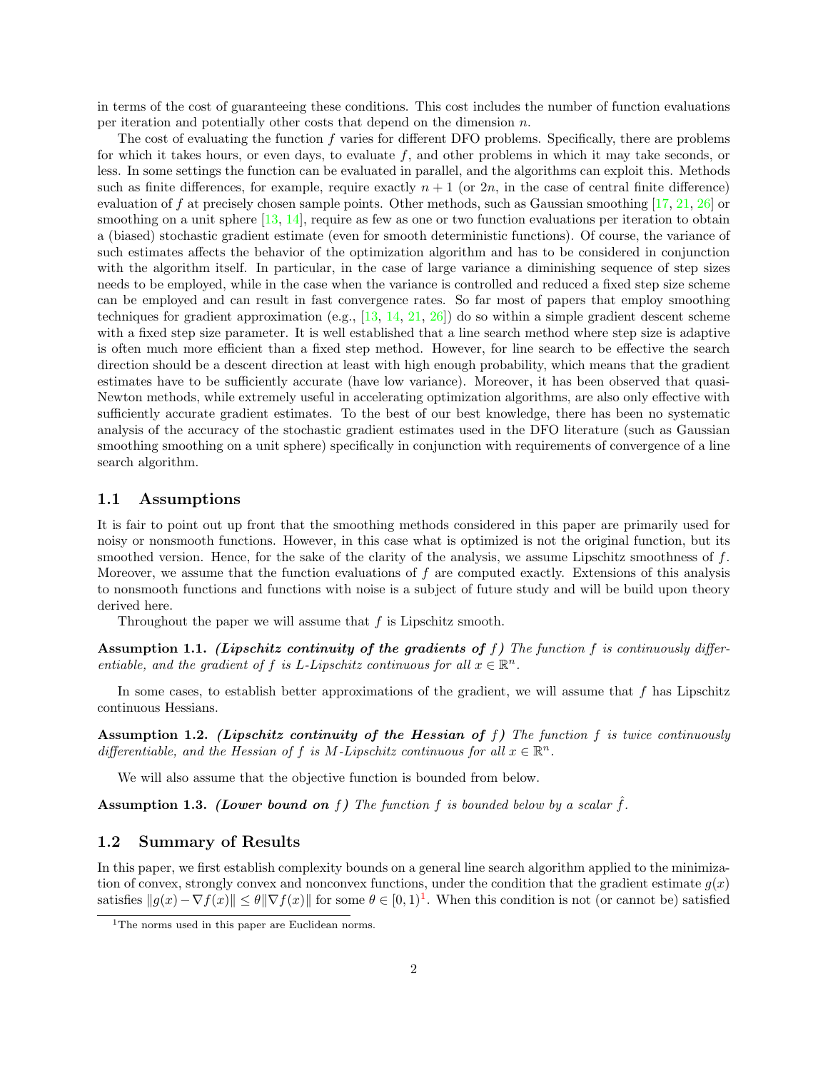in terms of the cost of guaranteeing these conditions. This cost includes the number of function evaluations per iteration and potentially other costs that depend on the dimension $n$.

The cost of evaluating the function $f$ varies for different DFO problems. Specifically, there are problems for which it takes hours, or even days, to evaluate $f$, and other problems in which it may take seconds, or less. In some settings the function can be evaluated in parallel, and the algorithms can exploit this. Methods such as finite differences, for example, require exactly $n+1$ (or $2n$, in the case of central finite difference) evaluation of $f$ at precisely chosen sample points. Other methods, such as Gaussian smoothing [17, 21, 26] or smoothing on a unit sphere [13, 14], require as few as one or two function evaluations per iteration to obtain a (biased) stochastic gradient estimate (even for smooth deterministic functions). Of course, the variance of such estimates affects the behavior of the optimization algorithm and has to be considered in conjunction with the algorithm itself. In particular, in the case of large variance a diminishing sequence of step sizes needs to be employed, while in the case when the variance is controlled and reduced a fixed step size scheme can be employed and can result in fast convergence rates. So far most of papers that employ smoothing techniques for gradient approximation (e.g., [13, 14, 21, 26]) do so within a simple gradient descent scheme with a fixed step size parameter. It is well established that a line search method where step size is adaptive is often much more efficient than a fixed step method. However, for line search to be effective the search direction should be a descent direction at least with high enough probability, which means that the gradient estimates have to be sufficiently accurate (have low variance). Moreover, it has been observed that quasi-Newton methods, while extremely useful in accelerating optimization algorithms, are also only effective with sufficiently accurate gradient estimates. To the best of our best knowledge, there has been no systematic analysis of the accuracy of the stochastic gradient estimates used in the DFO literature (such as Gaussian smoothing smoothing on a unit sphere) specifically in conjunction with requirements of convergence of a line search algorithm.

## 1.1 Assumptions

It is fair to point out up front that the smoothing methods considered in this paper are primarily used for noisy or nonsmooth functions. However, in this case what is optimized is not the original function, but its smoothed version. Hence, for the sake of the clarity of the analysis, we assume Lipschitz smoothness of $f$. Moreover, we assume that the function evaluations of $f$ are computed exactly. Extensions of this analysis to nonsmooth functions and functions with noise is a subject of future study and will be build upon theory derived here.

Throughout the paper we will assume that $f$ is Lipschitz smooth.

**Assumption 1.1.** ***(Lipschitz continuity of the gradients of*** $f$***)*** *The function $f$ is continuously differentiable, and the gradient of $f$ is $L$-Lipschitz continuous for all $x \in \mathbb{R}^n$.*

In some cases, to establish better approximations of the gradient, we will assume that $f$ has Lipschitz continuous Hessians.

**Assumption 1.2.** ***(Lipschitz continuity of the Hessian of*** $f$***)*** *The function $f$ is twice continuously differentiable, and the Hessian of $f$ is $M$-Lipschitz continuous for all $x \in \mathbb{R}^n$.*

We will also assume that the objective function is bounded from below.

**Assumption 1.3.** ***(Lower bound on*** $f$***)*** *The function $f$ is bounded below by a scalar $\hat{f}$.*

## 1.2 Summary of Results

In this paper, we first establish complexity bounds on a general line search algorithm applied to the minimization of convex, strongly convex and nonconvex functions, under the condition that the gradient estimate $g(x)$ satisfies $\|g(x) - \nabla f(x)\| \leq \theta \|\nabla f(x)\|$ for some $\theta \in [0, 1)$[1]. When this condition is not (or cannot be) satisfied

[1]The norms used in this paper are Euclidean norms.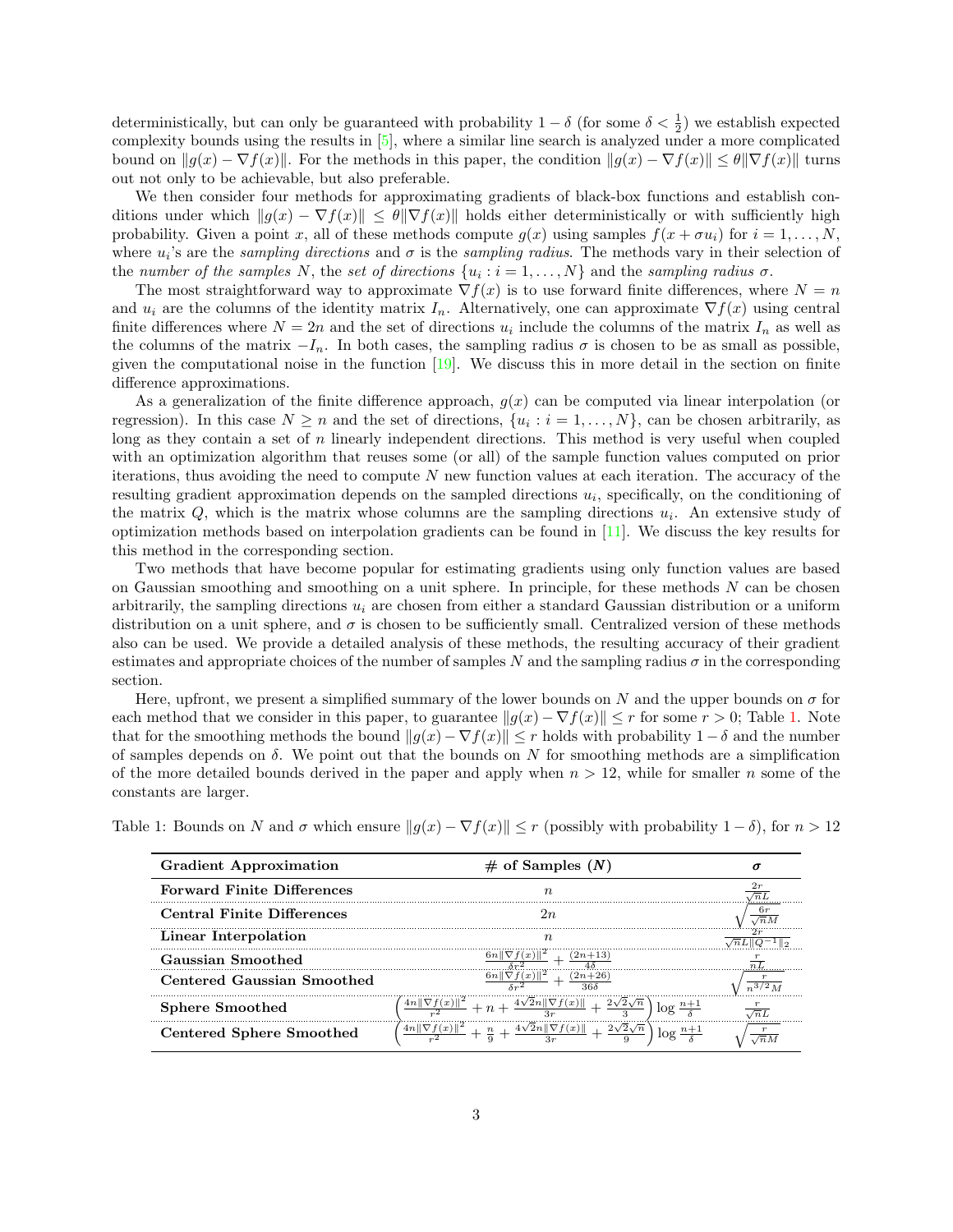deterministically, but can only be guaranteed with probability $1-\delta$ (for some $\delta < \frac{1}{2}$) we establish expected complexity bounds using the results in [5], where a similar line search is analyzed under a more complicated bound on $\|g(x) - \nabla f(x)\|$. For the methods in this paper, the condition $\|g(x) - \nabla f(x)\| \leq \theta \|\nabla f(x)\|$ turns out not only to be achievable, but also preferable.

We then consider four methods for approximating gradients of black-box functions and establish conditions under which $\|g(x) - \nabla f(x)\| \leq \theta \|\nabla f(x)\|$ holds either deterministically or with sufficiently high probability. Given a point $x$, all of these methods compute $g(x)$ using samples $f(x + \sigma u_i)$ for $i = 1, \ldots, N$, where $u_i$'s are the *sampling directions* and $\sigma$ is the *sampling radius*. The methods vary in their selection of the *number of the samples* $N$, the *set of directions* $\{u_i : i = 1, \ldots, N\}$ and the *sampling radius* $\sigma$.

The most straightforward way to approximate $\nabla f(x)$ is to use forward finite differences, where $N = n$ and $u_i$ are the columns of the identity matrix $I_n$. Alternatively, one can approximate $\nabla f(x)$ using central finite differences where $N = 2n$ and the set of directions $u_i$ include the columns of the matrix $I_n$ as well as the columns of the matrix $-I_n$. In both cases, the sampling radius $\sigma$ is chosen to be as small as possible, given the computational noise in the function [19]. We discuss this in more detail in the section on finite difference approximations.

As a generalization of the finite difference approach, $g(x)$ can be computed via linear interpolation (or regression). In this case $N \geq n$ and the set of directions, $\{u_i : i = 1, \ldots, N\}$, can be chosen arbitrarily, as long as they contain a set of $n$ linearly independent directions. This method is very useful when coupled with an optimization algorithm that reuses some (or all) of the sample function values computed on prior iterations, thus avoiding the need to compute $N$ new function values at each iteration. The accuracy of the resulting gradient approximation depends on the sampled directions $u_i$, specifically, on the conditioning of the matrix $Q$, which is the matrix whose columns are the sampling directions $u_i$. An extensive study of optimization methods based on interpolation gradients can be found in [11]. We discuss the key results for this method in the corresponding section.

Two methods that have become popular for estimating gradients using only function values are based on Gaussian smoothing and smoothing on a unit sphere. In principle, for these methods $N$ can be chosen arbitrarily, the sampling directions $u_i$ are chosen from either a standard Gaussian distribution or a uniform distribution on a unit sphere, and $\sigma$ is chosen to be sufficiently small. Centralized version of these methods also can be used. We provide a detailed analysis of these methods, the resulting accuracy of their gradient estimates and appropriate choices of the number of samples $N$ and the sampling radius $\sigma$ in the corresponding section.

Here, upfront, we present a simplified summary of the lower bounds on $N$ and the upper bounds on $\sigma$ for each method that we consider in this paper, to guarantee $\|g(x) - \nabla f(x)\| \leq r$ for some $r > 0$; Table 1. Note that for the smoothing methods the bound $\|g(x) - \nabla f(x)\| \leq r$ holds with probability $1 - \delta$ and the number of samples depends on $\delta$. We point out that the bounds on $N$ for smoothing methods are a simplification of the more detailed bounds derived in the paper and apply when $n > 12$, while for smaller $n$ some of the constants are larger.

Table 1: Bounds on $N$ and $\sigma$ which ensure $\|g(x) - \nabla f(x)\| \leq r$ (possibly with probability $1 - \delta$), for $n > 12$

| **Gradient Approximation** | **# of Samples ($N$)** | $\boldsymbol{\sigma}$ |
|---|---|---|
| **Forward Finite Differences** | $n$ | $\frac{2r}{\sqrt{n}L}$ |
| **Central Finite Differences** | $2n$ | $\sqrt{\frac{6r}{\sqrt{n}M}}$ |
| **Linear Interpolation** | $n$ | $\frac{2r}{\sqrt{n}L\|Q^{-1}\|_2}$ |
| **Gaussian Smoothed** | $\frac{6n\|\nabla f(x)\|^2}{\delta r^2} + \frac{(2n+13)}{4\delta}$ | $\frac{r}{nL}$ |
| **Centered Gaussian Smoothed** | $\frac{6n\|\nabla f(x)\|^2}{\delta r^2} + \frac{(2n+26)}{36\delta}$ | $\sqrt{\frac{r}{n^{3/2}M}}$ |
| **Sphere Smoothed** | $\left(\frac{4n\|\nabla f(x)\|^2}{r^2} + n + \frac{4\sqrt{2}n\|\nabla f(x)\|}{3r} + \frac{2\sqrt{2}\sqrt{n}}{3}\right) \log \frac{n+1}{\delta}$ | $\frac{r}{\sqrt{n}L}$ |
| **Centered Sphere Smoothed** | $\left(\frac{4n\|\nabla f(x)\|^2}{r^2} + \frac{n}{9} + \frac{4\sqrt{2}n\|\nabla f(x)\|}{3r} + \frac{2\sqrt{2}\sqrt{n}}{9}\right) \log \frac{n+1}{\delta}$ | $\sqrt{\frac{r}{\sqrt{n}M}}$ |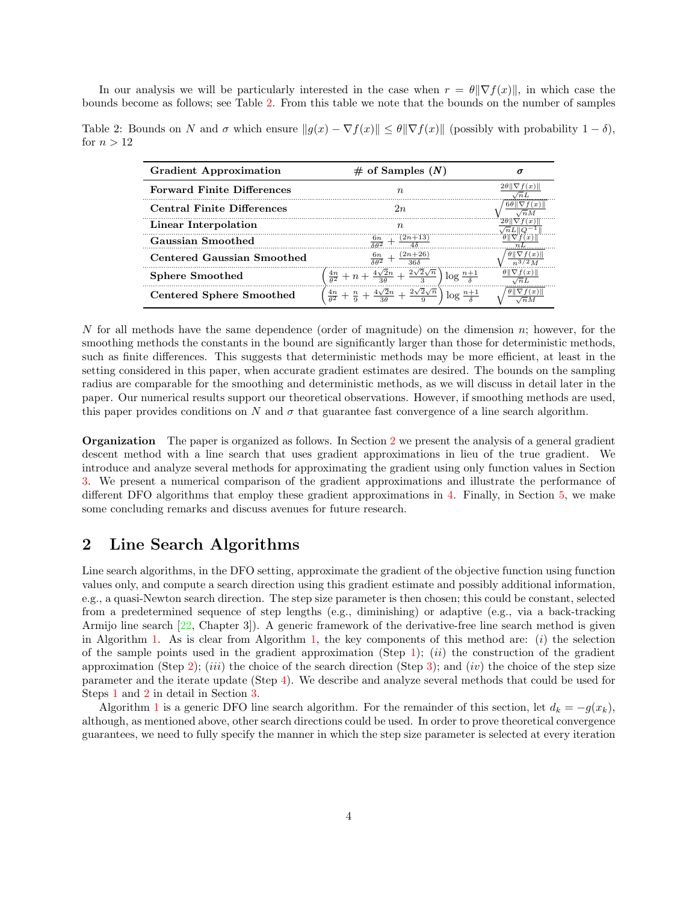In our analysis we will be particularly interested in the case when $r = \theta\|\nabla f(x)\|$, in which case the bounds become as follows; see Table 2. From this table we note that the bounds on the number of samples

Table 2: Bounds on $N$ and $\sigma$ which ensure $\|g(x) - \nabla f(x)\| \le \theta\|\nabla f(x)\|$ (possibly with probability $1-\delta$), for $n > 12$

| Gradient Approximation | # of Samples ($N$) | $\sigma$ |
|---|---|---|
| **Forward Finite Differences** | $n$ | $\frac{2\theta\|\nabla f(x)\|}{\sqrt{n}L}$ |
| **Central Finite Differences** | $2n$ | $\sqrt{\frac{6\theta\|\nabla f(x)\|}{\sqrt{n}M}}$ |
| **Linear Interpolation** | $n$ | $\frac{2\theta\|\nabla f(x)\|}{\sqrt{n}L\|Q^{-1}\|}$ |
| **Gaussian Smoothed** | $\frac{6n}{\delta\theta^2} + \frac{(2n+13)}{4\delta}$ | $\frac{\theta\|\nabla f(x)\|}{nL}$ |
| **Centered Gaussian Smoothed** | $\frac{6n}{\delta\theta^2} + \frac{(2n+26)}{36\delta}$ | $\sqrt{\frac{\theta\|\nabla f(x)\|}{n^{3/2}M}}$ |
| **Sphere Smoothed** | $\left(\frac{4n}{\theta^2} + n + \frac{4\sqrt{2}n}{3\theta} + \frac{2\sqrt{2}\sqrt{n}}{3}\right)\log\frac{n+1}{\delta}$ | $\frac{\theta\|\nabla f(x)\|}{\sqrt{n}L}$ |
| **Centered Sphere Smoothed** | $\left(\frac{4n}{\theta^2} + \frac{n}{9} + \frac{4\sqrt{2}n}{3\theta} + \frac{2\sqrt{2}\sqrt{n}}{9}\right)\log\frac{n+1}{\delta}$ | $\sqrt{\frac{\theta\|\nabla f(x)\|}{\sqrt{n}M}}$ |

$N$ for all methods have the same dependence (order of magnitude) on the dimension $n$; however, for the smoothing methods the constants in the bound are significantly larger than those for deterministic methods, such as finite differences. This suggests that deterministic methods may be more efficient, at least in the setting considered in this paper, when accurate gradient estimates are desired. The bounds on the sampling radius are comparable for the smoothing and deterministic methods, as we will discuss in detail later in the paper. Our numerical results support our theoretical observations. However, if smoothing methods are used, this paper provides conditions on $N$ and $\sigma$ that guarantee fast convergence of a line search algorithm.

**Organization** The paper is organized as follows. In Section 2 we present the analysis of a general gradient descent method with a line search that uses gradient approximations in lieu of the true gradient. We introduce and analyze several methods for approximating the gradient using only function values in Section 3. We present a numerical comparison of the gradient approximations and illustrate the performance of different DFO algorithms that employ these gradient approximations in 4. Finally, in Section 5, we make some concluding remarks and discuss avenues for future research.

## 2 Line Search Algorithms

Line search algorithms, in the DFO setting, approximate the gradient of the objective function using function values only, and compute a search direction using this gradient estimate and possibly additional information, e.g., a quasi-Newton search direction. The step size parameter is then chosen; this could be constant, selected from a predetermined sequence of step lengths (e.g., diminishing) or adaptive (e.g., via a back-tracking Armijo line search [22, Chapter 3]). A generic framework of the derivative-free line search method is given in Algorithm 1. As is clear from Algorithm 1, the key components of this method are: (*i*) the selection of the sample points used in the gradient approximation (Step 1); (*ii*) the construction of the gradient approximation (Step 2); (*iii*) the choice of the search direction (Step 3); and (*iv*) the choice of the step size parameter and the iterate update (Step 4). We describe and analyze several methods that could be used for Steps 1 and 2 in detail in Section 3.

Algorithm 1 is a generic DFO line search algorithm. For the remainder of this section, let $d_k = -g(x_k)$, although, as mentioned above, other search directions could be used. In order to prove theoretical convergence guarantees, we need to fully specify the manner in which the step size parameter is selected at every iteration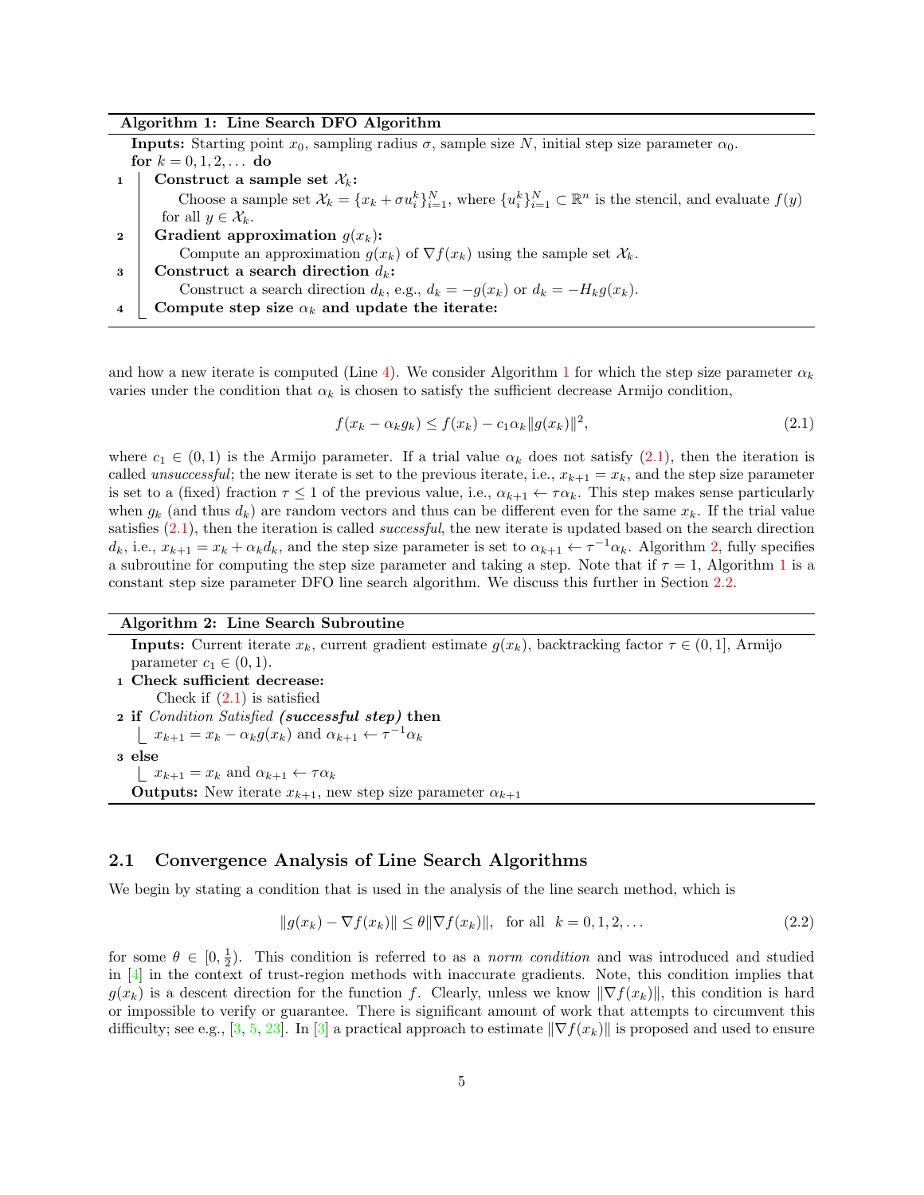**Algorithm 1: Line Search DFO Algorithm**

**Inputs:** Starting point $x_0$, sampling radius $\sigma$, sample size $N$, initial step size parameter $\alpha_0$.

**for** $k = 0, 1, 2, \ldots$ **do**

1. **Construct a sample set** $\mathcal{X}_k$**:**
   Choose a sample set $\mathcal{X}_k = \{x_k + \sigma u_i^k\}_{i=1}^N$, where $\{u_i^k\}_{i=1}^N \subset \mathbb{R}^n$ is the stencil, and evaluate $f(y)$ for all $y \in \mathcal{X}_k$.
2. **Gradient approximation** $g(x_k)$**:**
   Compute an approximation $g(x_k)$ of $\nabla f(x_k)$ using the sample set $\mathcal{X}_k$.
3. **Construct a search direction** $d_k$**:**
   Construct a search direction $d_k$, e.g., $d_k = -g(x_k)$ or $d_k = -H_k g(x_k)$.
4. **Compute step size** $\alpha_k$ **and update the iterate:**

and how a new iterate is computed (Line 4). We consider Algorithm 1 for which the step size parameter $\alpha_k$ varies under the condition that $\alpha_k$ is chosen to satisfy the sufficient decrease Armijo condition,

$$f(x_k - \alpha_k g_k) \leq f(x_k) - c_1 \alpha_k \|g(x_k)\|^2, \tag{2.1}$$

where $c_1 \in (0, 1)$ is the Armijo parameter. If a trial value $\alpha_k$ does not satisfy (2.1), then the iteration is called *unsuccessful*; the new iterate is set to the previous iterate, i.e., $x_{k+1} = x_k$, and the step size parameter is set to a (fixed) fraction $\tau \leq 1$ of the previous value, i.e., $\alpha_{k+1} \leftarrow \tau \alpha_k$. This step makes sense particularly when $g_k$ (and thus $d_k$) are random vectors and thus can be different even for the same $x_k$. If the trial value satisfies (2.1), then the iteration is called *successful*, the new iterate is updated based on the search direction $d_k$, i.e., $x_{k+1} = x_k + \alpha_k d_k$, and the step size parameter is set to $\alpha_{k+1} \leftarrow \tau^{-1} \alpha_k$. Algorithm 2, fully specifies a subroutine for computing the step size parameter and taking a step. Note that if $\tau = 1$, Algorithm 1 is a constant step size parameter DFO line search algorithm. We discuss this further in Section 2.2.

**Algorithm 2: Line Search Subroutine**

**Inputs:** Current iterate $x_k$, current gradient estimate $g(x_k)$, backtracking factor $\tau \in (0, 1]$, Armijo parameter $c_1 \in (0, 1)$.

1. **Check sufficient decrease:**
   Check if (2.1) is satisfied
2. **if** *Condition Satisfied* ***(successful step)*** **then**
   $x_{k+1} = x_k - \alpha_k g(x_k)$ and $\alpha_{k+1} \leftarrow \tau^{-1} \alpha_k$
3. **else**
   $x_{k+1} = x_k$ and $\alpha_{k+1} \leftarrow \tau \alpha_k$

**Outputs:** New iterate $x_{k+1}$, new step size parameter $\alpha_{k+1}$

## 2.1 Convergence Analysis of Line Search Algorithms

We begin by stating a condition that is used in the analysis of the line search method, which is

$$\|g(x_k) - \nabla f(x_k)\| \leq \theta \|\nabla f(x_k)\|, \quad \text{for all} \quad k = 0, 1, 2, \ldots \tag{2.2}$$

for some $\theta \in [0, \frac{1}{2})$. This condition is referred to as a *norm condition* and was introduced and studied in [4] in the context of trust-region methods with inaccurate gradients. Note, this condition implies that $g(x_k)$ is a descent direction for the function $f$. Clearly, unless we know $\|\nabla f(x_k)\|$, this condition is hard or impossible to verify or guarantee. There is significant amount of work that attempts to circumvent this difficulty; see e.g., [3, 5, 23]. In [3] a practical approach to estimate $\|\nabla f(x_k)\|$ is proposed and used to ensure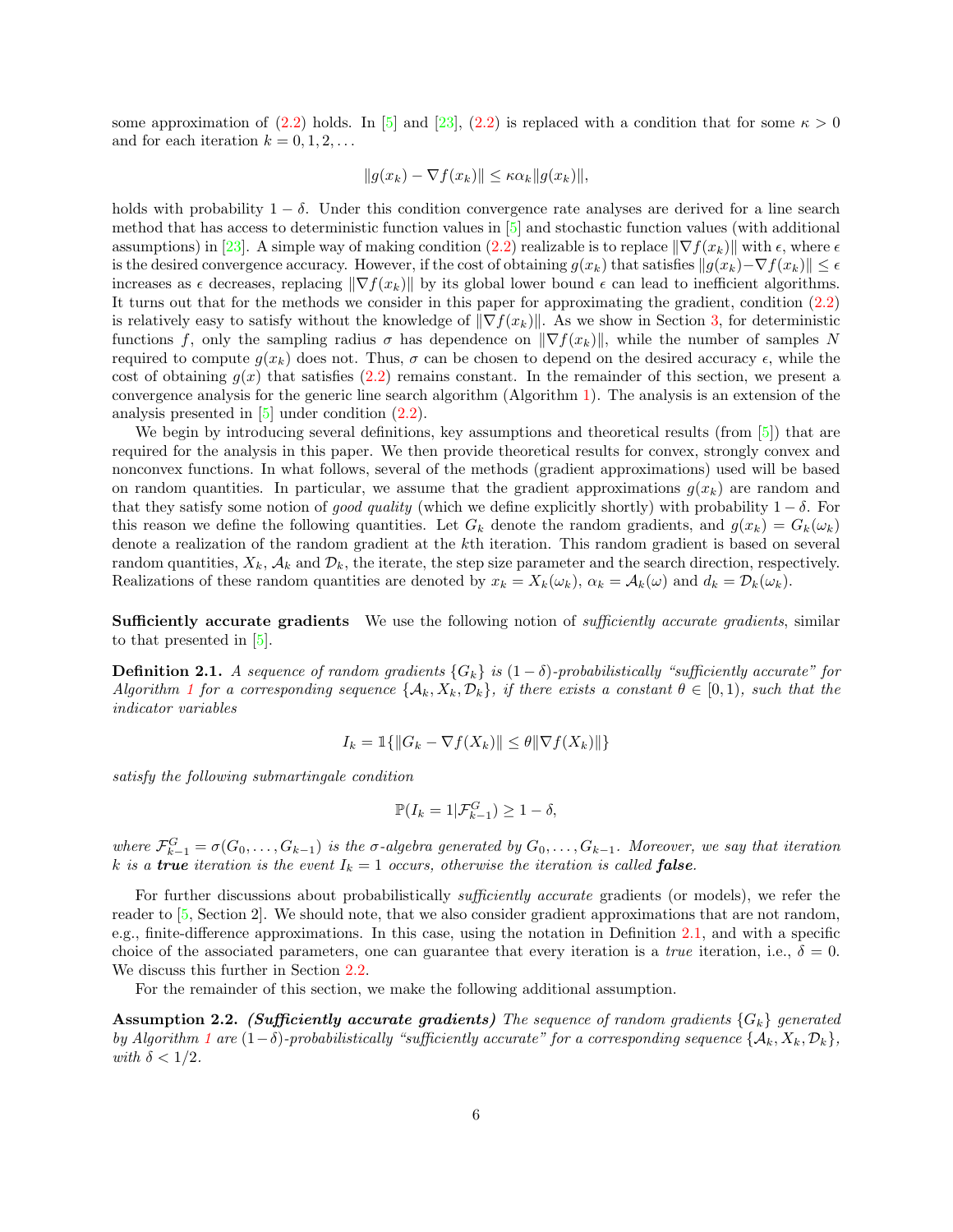some approximation of (2.2) holds. In [5] and [23], (2.2) is replaced with a condition that for some $\kappa > 0$ and for each iteration $k = 0, 1, 2, \ldots$

$$\|g(x_k) - \nabla f(x_k)\| \leq \kappa \alpha_k \|g(x_k)\|,$$

holds with probability $1 - \delta$. Under this condition convergence rate analyses are derived for a line search method that has access to deterministic function values in [5] and stochastic function values (with additional assumptions) in [23]. A simple way of making condition (2.2) realizable is to replace $\|\nabla f(x_k)\|$ with $\epsilon$, where $\epsilon$ is the desired convergence accuracy. However, if the cost of obtaining $g(x_k)$ that satisfies $\|g(x_k) - \nabla f(x_k)\| \leq \epsilon$ increases as $\epsilon$ decreases, replacing $\|\nabla f(x_k)\|$ by its global lower bound $\epsilon$ can lead to inefficient algorithms. It turns out that for the methods we consider in this paper for approximating the gradient, condition (2.2) is relatively easy to satisfy without the knowledge of $\|\nabla f(x_k)\|$. As we show in Section 3, for deterministic functions $f$, only the sampling radius $\sigma$ has dependence on $\|\nabla f(x_k)\|$, while the number of samples $N$ required to compute $g(x_k)$ does not. Thus, $\sigma$ can be chosen to depend on the desired accuracy $\epsilon$, while the cost of obtaining $g(x)$ that satisfies (2.2) remains constant. In the remainder of this section, we present a convergence analysis for the generic line search algorithm (Algorithm 1). The analysis is an extension of the analysis presented in [5] under condition (2.2).

We begin by introducing several definitions, key assumptions and theoretical results (from [5]) that are required for the analysis in this paper. We then provide theoretical results for convex, strongly convex and nonconvex functions. In what follows, several of the methods (gradient approximations) used will be based on random quantities. In particular, we assume that the gradient approximations $g(x_k)$ are random and that they satisfy some notion of *good quality* (which we define explicitly shortly) with probability $1 - \delta$. For this reason we define the following quantities. Let $G_k$ denote the random gradients, and $g(x_k) = G_k(\omega_k)$ denote a realization of the random gradient at the $k$th iteration. This random gradient is based on several random quantities, $X_k$, $\mathcal{A}_k$ and $\mathcal{D}_k$, the iterate, the step size parameter and the search direction, respectively. Realizations of these random quantities are denoted by $x_k = X_k(\omega_k)$, $\alpha_k = \mathcal{A}_k(\omega)$ and $d_k = \mathcal{D}_k(\omega_k)$.

**Sufficiently accurate gradients** We use the following notion of *sufficiently accurate gradients*, similar to that presented in [5].

**Definition 2.1.** *A sequence of random gradients $\{G_k\}$ is $(1-\delta)$-probabilistically "sufficiently accurate" for Algorithm 1 for a corresponding sequence $\{\mathcal{A}_k, X_k, \mathcal{D}_k\}$, if there exists a constant $\theta \in [0, 1)$, such that the indicator variables*

$$I_k = \mathbb{1}\{\|G_k - \nabla f(X_k)\| \leq \theta \|\nabla f(X_k)\|\}$$

*satisfy the following submartingale condition*

$$\mathbb{P}(I_k = 1 | \mathcal{F}_{k-1}^G) \geq 1 - \delta,$$

*where $\mathcal{F}_{k-1}^G = \sigma(G_0, \ldots, G_{k-1})$ is the $\sigma$-algebra generated by $G_0, \ldots, G_{k-1}$. Moreover, we say that iteration $k$ is a* ***true*** *iteration is the event $I_k = 1$ occurs, otherwise the iteration is called* ***false****.*

For further discussions about probabilistically *sufficiently accurate* gradients (or models), we refer the reader to [5, Section 2]. We should note, that we also consider gradient approximations that are not random, e.g., finite-difference approximations. In this case, using the notation in Definition 2.1, and with a specific choice of the associated parameters, one can guarantee that every iteration is a *true* iteration, i.e., $\delta = 0$. We discuss this further in Section 2.2.

For the remainder of this section, we make the following additional assumption.

**Assumption 2.2.** ***(Sufficiently accurate gradients)*** *The sequence of random gradients $\{G_k\}$ generated by Algorithm 1 are $(1-\delta)$-probabilistically "sufficiently accurate" for a corresponding sequence $\{\mathcal{A}_k, X_k, \mathcal{D}_k\}$, with $\delta < 1/2$.*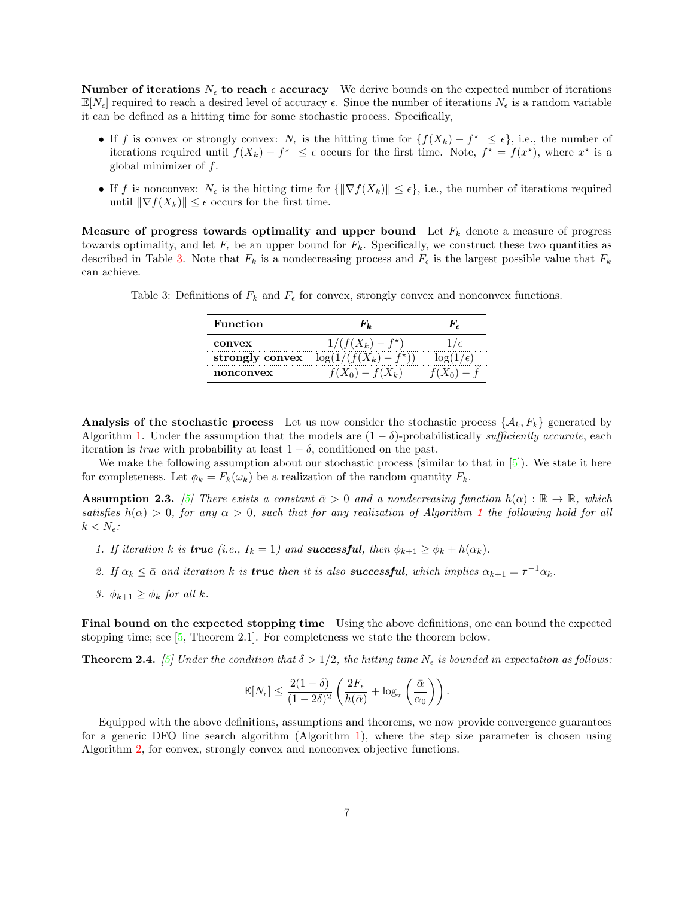**Number of iterations $N_\epsilon$ to reach $\epsilon$ accuracy** We derive bounds on the expected number of iterations $\mathbb{E}[N_\epsilon]$ required to reach a desired level of accuracy $\epsilon$. Since the number of iterations $N_\epsilon$ is a random variable it can be defined as a hitting time for some stochastic process. Specifically,

- If $f$ is convex or strongly convex: $N_\epsilon$ is the hitting time for $\{f(X_k) - f^\star \le \epsilon\}$, i.e., the number of iterations required until $f(X_k) - f^\star \le \epsilon$ occurs for the first time. Note, $f^\star = f(x^\star)$, where $x^\star$ is a global minimizer of $f$.
- If $f$ is nonconvex: $N_\epsilon$ is the hitting time for $\{\|\nabla f(X_k)\| \le \epsilon\}$, i.e., the number of iterations required until $\|\nabla f(X_k)\| \le \epsilon$ occurs for the first time.

**Measure of progress towards optimality and upper bound** Let $F_k$ denote a measure of progress towards optimality, and let $F_\epsilon$ be an upper bound for $F_k$. Specifically, we construct these two quantities as described in Table 3. Note that $F_k$ is a nondecreasing process and $F_\epsilon$ is the largest possible value that $F_k$ can achieve.

Table 3: Definitions of $F_k$ and $F_\epsilon$ for convex, strongly convex and nonconvex functions.

| **Function** | $F_k$ | $F_\epsilon$ |
|---|---|---|
| **convex** | $1/(f(X_k) - f^\star)$ | $1/\epsilon$ |
| **strongly convex** | $\log(1/(f(X_k) - f^\star))$ | $\log(1/\epsilon)$ |
| **nonconvex** | $f(X_0) - f(X_k)$ | $f(X_0) - \hat{f}$ |

**Analysis of the stochastic process** Let us now consider the stochastic process $\{\mathcal{A}_k, F_k\}$ generated by Algorithm 1. Under the assumption that the models are $(1-\delta)$-probabilistically *sufficiently accurate*, each iteration is *true* with probability at least $1-\delta$, conditioned on the past.

We make the following assumption about our stochastic process (similar to that in [5]). We state it here for completeness. Let $\phi_k = F_k(\omega_k)$ be a realization of the random quantity $F_k$.

**Assumption 2.3.** *[5] There exists a constant $\bar{\alpha} > 0$ and a nondecreasing function $h(\alpha) : \mathbb{R} \to \mathbb{R}$, which satisfies $h(\alpha) > 0$, for any $\alpha > 0$, such that for any realization of Algorithm 1 the following hold for all $k < N_\epsilon$:*

1. *If iteration $k$ is **true** (i.e., $I_k = 1$) and **successful**, then $\phi_{k+1} \ge \phi_k + h(\alpha_k)$.*
2. *If $\alpha_k \le \bar{\alpha}$ and iteration $k$ is **true** then it is also **successful**, which implies $\alpha_{k+1} = \tau^{-1}\alpha_k$.*
3. *$\phi_{k+1} \ge \phi_k$ for all $k$.*

**Final bound on the expected stopping time** Using the above definitions, one can bound the expected stopping time; see [5, Theorem 2.1]. For completeness we state the theorem below.

**Theorem 2.4.** *[5] Under the condition that $\delta > 1/2$, the hitting time $N_\epsilon$ is bounded in expectation as follows:*

$$\mathbb{E}[N_\epsilon] \le \frac{2(1-\delta)}{(1-2\delta)^2}\left(\frac{2F_\epsilon}{h(\bar{\alpha})} + \log_\tau\left(\frac{\bar{\alpha}}{\alpha_0}\right)\right).$$

Equipped with the above definitions, assumptions and theorems, we now provide convergence guarantees for a generic DFO line search algorithm (Algorithm 1), where the step size parameter is chosen using Algorithm 2, for convex, strongly convex and nonconvex objective functions.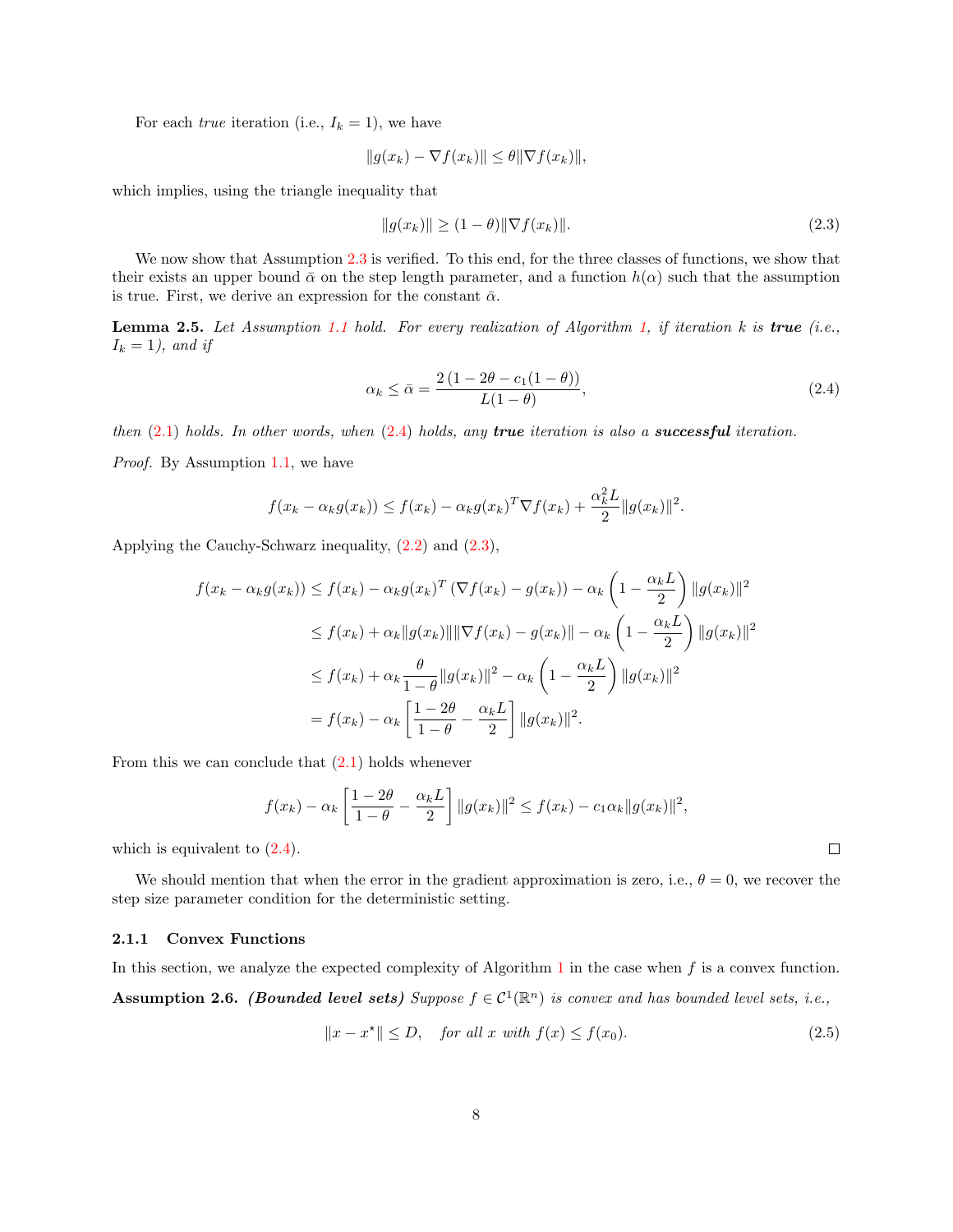For each *true* iteration (i.e., $I_k = 1$), we have

$$\|g(x_k) - \nabla f(x_k)\| \leq \theta \|\nabla f(x_k)\|,$$

which implies, using the triangle inequality that

$$\|g(x_k)\| \geq (1-\theta)\|\nabla f(x_k)\|. \tag{2.3}$$

We now show that Assumption 2.3 is verified. To this end, for the three classes of functions, we show that their exists an upper bound $\bar{\alpha}$ on the step length parameter, and a function $h(\alpha)$ such that the assumption is true. First, we derive an expression for the constant $\bar{\alpha}$.

**Lemma 2.5.** *Let Assumption 1.1 hold. For every realization of Algorithm 1, if iteration $k$ is **true** (i.e., $I_k = 1$), and if*

$$\alpha_k \leq \bar{\alpha} = \frac{2\left(1 - 2\theta - c_1(1-\theta)\right)}{L(1-\theta)}, \tag{2.4}$$

*then (2.1) holds. In other words, when (2.4) holds, any **true** iteration is also a **successful** iteration.*

*Proof.* By Assumption 1.1, we have

$$f(x_k - \alpha_k g(x_k)) \leq f(x_k) - \alpha_k g(x_k)^T \nabla f(x_k) + \frac{\alpha_k^2 L}{2}\|g(x_k)\|^2.$$

Applying the Cauchy-Schwarz inequality, (2.2) and (2.3),

$$\begin{aligned}
f(x_k - \alpha_k g(x_k)) &\leq f(x_k) - \alpha_k g(x_k)^T \left(\nabla f(x_k) - g(x_k)\right) - \alpha_k \left(1 - \frac{\alpha_k L}{2}\right)\|g(x_k)\|^2 \\
&\leq f(x_k) + \alpha_k \|g(x_k)\|\|\nabla f(x_k) - g(x_k)\| - \alpha_k \left(1 - \frac{\alpha_k L}{2}\right)\|g(x_k)\|^2 \\
&\leq f(x_k) + \alpha_k \frac{\theta}{1-\theta}\|g(x_k)\|^2 - \alpha_k \left(1 - \frac{\alpha_k L}{2}\right)\|g(x_k)\|^2 \\
&= f(x_k) - \alpha_k \left[\frac{1-2\theta}{1-\theta} - \frac{\alpha_k L}{2}\right]\|g(x_k)\|^2.
\end{aligned}$$

From this we can conclude that (2.1) holds whenever

$$f(x_k) - \alpha_k \left[\frac{1-2\theta}{1-\theta} - \frac{\alpha_k L}{2}\right]\|g(x_k)\|^2 \leq f(x_k) - c_1 \alpha_k \|g(x_k)\|^2,$$

which is equivalent to (2.4). $\square$

We should mention that when the error in the gradient approximation is zero, i.e., $\theta = 0$, we recover the step size parameter condition for the deterministic setting.

### 2.1.1 Convex Functions

In this section, we analyze the expected complexity of Algorithm 1 in the case when $f$ is a convex function.

**Assumption 2.6.** ***(Bounded level sets)*** *Suppose $f \in \mathcal{C}^1(\mathbb{R}^n)$ is convex and has bounded level sets, i.e.,*

$$\|x - x^\star\| \leq D, \quad \text{for all } x \text{ with } f(x) \leq f(x_0). \tag{2.5}$$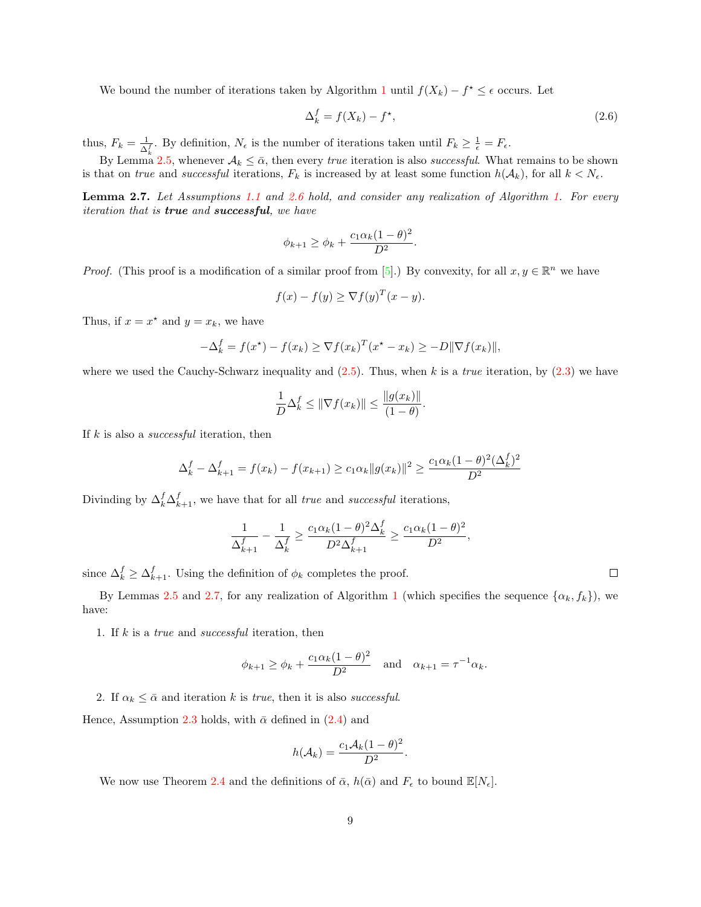We bound the number of iterations taken by Algorithm 1 until $f(X_k) - f^\star \leq \epsilon$ occurs. Let

$$\Delta_k^f = f(X_k) - f^\star, \tag{2.6}$$

thus, $F_k = \frac{1}{\Delta_k^f}$. By definition, $N_\epsilon$ is the number of iterations taken until $F_k \geq \frac{1}{\epsilon} = F_\epsilon$.

By Lemma 2.5, whenever $\mathcal{A}_k \leq \bar{\alpha}$, then every *true* iteration is also *successful*. What remains to be shown is that on *true* and *successful* iterations, $F_k$ is increased by at least some function $h(\mathcal{A}_k)$, for all $k < N_\epsilon$.

**Lemma 2.7.** *Let Assumptions 1.1 and 2.6 hold, and consider any realization of Algorithm 1. For every iteration that is* ***true*** *and* ***successful****, we have*

$$\phi_{k+1} \geq \phi_k + \frac{c_1 \alpha_k (1-\theta)^2}{D^2}.$$

*Proof.* (This proof is a modification of a similar proof from [5].) By convexity, for all $x, y \in \mathbb{R}^n$ we have

$$f(x) - f(y) \geq \nabla f(y)^T (x - y).$$

Thus, if $x = x^\star$ and $y = x_k$, we have

$$-\Delta_k^f = f(x^\star) - f(x_k) \geq \nabla f(x_k)^T (x^\star - x_k) \geq -D \|\nabla f(x_k)\|,$$

where we used the Cauchy-Schwarz inequality and (2.5). Thus, when $k$ is a *true* iteration, by (2.3) we have

$$\frac{1}{D} \Delta_k^f \leq \|\nabla f(x_k)\| \leq \frac{\|g(x_k)\|}{(1-\theta)}.$$

If $k$ is also a *successful* iteration, then

$$\Delta_k^f - \Delta_{k+1}^f = f(x_k) - f(x_{k+1}) \geq c_1 \alpha_k \|g(x_k)\|^2 \geq \frac{c_1 \alpha_k (1-\theta)^2 (\Delta_k^f)^2}{D^2}$$

Divinding by $\Delta_k^f \Delta_{k+1}^f$, we have that for all *true* and *successful* iterations,

$$\frac{1}{\Delta_{k+1}^f} - \frac{1}{\Delta_k^f} \geq \frac{c_1 \alpha_k (1-\theta)^2 \Delta_k^f}{D^2 \Delta_{k+1}^f} \geq \frac{c_1 \alpha_k (1-\theta)^2}{D^2},$$

since $\Delta_k^f \geq \Delta_{k+1}^f$. Using the definition of $\phi_k$ completes the proof. $\square$

By Lemmas 2.5 and 2.7, for any realization of Algorithm 1 (which specifies the sequence $\{\alpha_k, f_k\}$), we have:

1. If $k$ is a *true* and *successful* iteration, then

$$\phi_{k+1} \geq \phi_k + \frac{c_1 \alpha_k (1-\theta)^2}{D^2} \quad \text{and} \quad \alpha_{k+1} = \tau^{-1} \alpha_k.$$

2. If $\alpha_k \leq \bar{\alpha}$ and iteration $k$ is *true*, then it is also *successful*.

Hence, Assumption 2.3 holds, with $\bar{\alpha}$ defined in (2.4) and

$$h(\mathcal{A}_k) = \frac{c_1 \mathcal{A}_k (1-\theta)^2}{D^2}.$$

We now use Theorem 2.4 and the definitions of $\bar{\alpha}$, $h(\bar{\alpha})$ and $F_\epsilon$ to bound $\mathbb{E}[N_\epsilon]$.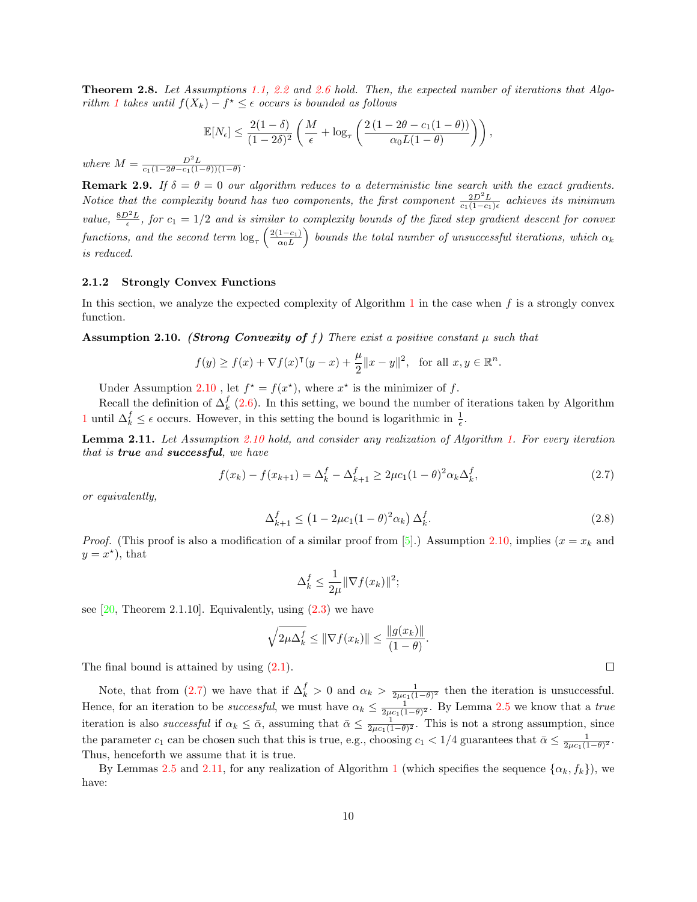**Theorem 2.8.** *Let Assumptions 1.1, 2.2 and 2.6 hold. Then, the expected number of iterations that Algorithm 1 takes until $f(X_k) - f^\star \le \epsilon$ occurs is bounded as follows*

$$\mathbb{E}[N_\epsilon] \le \frac{2(1-\delta)}{(1-2\delta)^2}\left(\frac{M}{\epsilon} + \log_\tau\left(\frac{2\left(1-2\theta - c_1(1-\theta)\right)}{\alpha_0 L(1-\theta)}\right)\right),$$

*where $M = \frac{D^2 L}{c_1(1-2\theta-c_1(1-\theta))(1-\theta)}$.*

**Remark 2.9.** *If $\delta = \theta = 0$ our algorithm reduces to a deterministic line search with the exact gradients. Notice that the complexity bound has two components, the first component $\frac{2D^2L}{c_1(1-c_1)\epsilon}$ achieves its minimum value, $\frac{8D^2L}{\epsilon}$, for $c_1 = 1/2$ and is similar to complexity bounds of the fixed step gradient descent for convex functions, and the second term $\log_\tau\left(\frac{2(1-c_1)}{\alpha_0 L}\right)$ bounds the total number of unsuccessful iterations, which $\alpha_k$ is reduced.*

### 2.1.2 Strongly Convex Functions

In this section, we analyze the expected complexity of Algorithm 1 in the case when $f$ is a strongly convex function.

**Assumption 2.10.** ***(Strong Convexity of $f$)*** *There exist a positive constant $\mu$ such that*

$$f(y) \ge f(x) + \nabla f(x)^\intercal (y-x) + \frac{\mu}{2}\|x-y\|^2, \quad \text{for all } x, y \in \mathbb{R}^n.$$

Under Assumption 2.10 , let $f^\star = f(x^\star)$, where $x^\star$ is the minimizer of $f$.

Recall the definition of $\Delta_k^f$ (2.6). In this setting, we bound the number of iterations taken by Algorithm 1 until $\Delta_k^f \le \epsilon$ occurs. However, in this setting the bound is logarithmic in $\frac{1}{\epsilon}$.

**Lemma 2.11.** *Let Assumption 2.10 hold, and consider any realization of Algorithm 1. For every iteration that is **true** and **successful**, we have*

$$f(x_k) - f(x_{k+1}) = \Delta_k^f - \Delta_{k+1}^f \ge 2\mu c_1(1-\theta)^2\alpha_k \Delta_k^f, \tag{2.7}$$

*or equivalently,*

$$\Delta_{k+1}^f \le \left(1 - 2\mu c_1(1-\theta)^2\alpha_k\right)\Delta_k^f. \tag{2.8}$$

*Proof.* (This proof is also a modification of a similar proof from [5].) Assumption 2.10, implies ($x = x_k$ and $y = x^\star$), that

$$\Delta_k^f \le \frac{1}{2\mu}\|\nabla f(x_k)\|^2;$$

see [20, Theorem 2.1.10]. Equivalently, using (2.3) we have

$$\sqrt{2\mu\Delta_k^f} \le \|\nabla f(x_k)\| \le \frac{\|g(x_k)\|}{(1-\theta)}.$$

The final bound is attained by using (2.1). □

Note, that from (2.7) we have that if $\Delta_k^f > 0$ and $\alpha_k > \frac{1}{2\mu c_1(1-\theta)^2}$ then the iteration is unsuccessful. Hence, for an iteration to be *successful*, we must have $\alpha_k \le \frac{1}{2\mu c_1(1-\theta)^2}$. By Lemma 2.5 we know that a *true* iteration is also *successful* if $\alpha_k \le \bar{\alpha}$, assuming that $\bar{\alpha} \le \frac{1}{2\mu c_1(1-\theta)^2}$. This is not a strong assumption, since the parameter $c_1$ can be chosen such that this is true, e.g., choosing $c_1 < 1/4$ guarantees that $\bar{\alpha} \le \frac{1}{2\mu c_1(1-\theta)^2}$. Thus, henceforth we assume that it is true.

By Lemmas 2.5 and 2.11, for any realization of Algorithm 1 (which specifies the sequence $\{\alpha_k, f_k\}$), we have: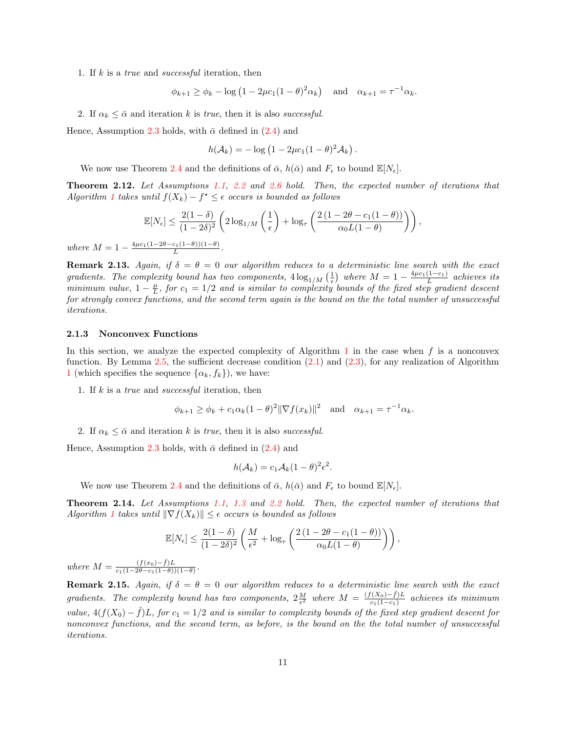1. If $k$ is a *true* and *successful* iteration, then

$$\phi_{k+1} \geq \phi_k - \log\left(1 - 2\mu c_1(1-\theta)^2\alpha_k\right) \quad \text{and} \quad \alpha_{k+1} = \tau^{-1}\alpha_k.$$

2. If $\alpha_k \leq \bar{\alpha}$ and iteration $k$ is *true*, then it is also *successful*.

Hence, Assumption 2.3 holds, with $\bar{\alpha}$ defined in (2.4) and

$$h(\mathcal{A}_k) = -\log\left(1 - 2\mu c_1(1-\theta)^2\mathcal{A}_k\right).$$

We now use Theorem 2.4 and the definitions of $\bar{\alpha}$, $h(\bar{\alpha})$ and $F_\epsilon$ to bound $\mathbb{E}[N_\epsilon]$.

**Theorem 2.12.** *Let Assumptions 1.1, 2.2 and 2.6 hold. Then, the expected number of iterations that Algorithm 1 takes until $f(X_k) - f^\star \leq \epsilon$ occurs is bounded as follows*

$$\mathbb{E}[N_\epsilon] \leq \frac{2(1-\delta)}{(1-2\delta)^2}\left(2\log_{1/M}\left(\frac{1}{\epsilon}\right) + \log_\tau\left(\frac{2\left(1 - 2\theta - c_1(1-\theta)\right)}{\alpha_0 L(1-\theta)}\right)\right),$$

*where $M = 1 - \frac{4\mu c_1(1-2\theta-c_1(1-\theta))(1-\theta)}{L}$.*

**Remark 2.13.** *Again, if $\delta = \theta = 0$ our algorithm reduces to a deterministic line search with the exact gradients. The complexity bound has two components, $4\log_{1/M}\left(\frac{1}{\epsilon}\right)$ where $M = 1 - \frac{4\mu c_1(1-c_1)}{L}$ achieves its minimum value, $1 - \frac{\mu}{L}$, for $c_1 = 1/2$ and is similar to complexity bounds of the fixed step gradient descent for strongly convex functions, and the second term again is the bound on the the total number of unsuccessful iterations.*

### 2.1.3 Nonconvex Functions

In this section, we analyze the expected complexity of Algorithm 1 in the case when $f$ is a nonconvex function. By Lemma 2.5, the sufficient decrease condition (2.1) and (2.3), for any realization of Algorithm 1 (which specifies the sequence $\{\alpha_k, f_k\}$), we have:

1. If $k$ is a *true* and *successful* iteration, then

$$\phi_{k+1} \geq \phi_k + c_1\alpha_k(1-\theta)^2\|\nabla f(x_k)\|^2 \quad \text{and} \quad \alpha_{k+1} = \tau^{-1}\alpha_k.$$

2. If $\alpha_k \leq \bar{\alpha}$ and iteration $k$ is *true*, then it is also *successful*.

Hence, Assumption 2.3 holds, with $\bar{\alpha}$ defined in (2.4) and

$$h(\mathcal{A}_k) = c_1\mathcal{A}_k(1-\theta)^2\epsilon^2.$$

We now use Theorem 2.4 and the definitions of $\bar{\alpha}$, $h(\bar{\alpha})$ and $F_\epsilon$ to bound $\mathbb{E}[N_\epsilon]$.

**Theorem 2.14.** *Let Assumptions 1.1, 1.3 and 2.2 hold. Then, the expected number of iterations that Algorithm 1 takes until $\|\nabla f(X_k)\| \leq \epsilon$ occurs is bounded as follows*

$$\mathbb{E}[N_\epsilon] \leq \frac{2(1-\delta)}{(1-2\delta)^2}\left(\frac{M}{\epsilon^2} + \log_\tau\left(\frac{2\left(1 - 2\theta - c_1(1-\theta)\right)}{\alpha_0 L(1-\theta)}\right)\right),$$

*where $M = \frac{(f(x_0) - \hat{f})L}{c_1(1-2\theta-c_1(1-\theta))(1-\theta)}$.*

**Remark 2.15.** *Again, if $\delta = \theta = 0$ our algorithm reduces to a deterministic line search with the exact gradients. The complexity bound has two components, $2\frac{M}{\epsilon^2}$ where $M = \frac{(f(X_0)-\hat{f})L}{c_1(1-c_1)}$ achieves its minimum value, $4(f(X_0) - \hat{f})L$, for $c_1 = 1/2$ and is similar to complexity bounds of the fixed step gradient descent for nonconvex functions, and the second term, as before, is the bound on the the total number of unsuccessful iterations.*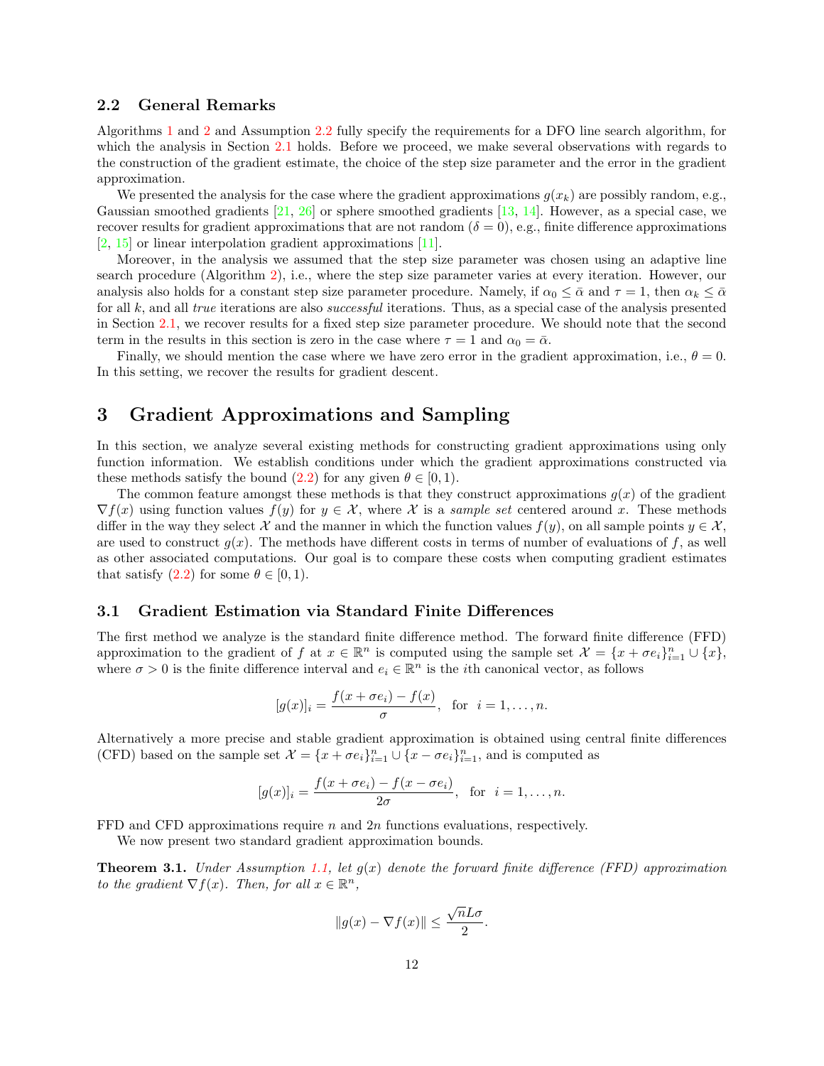### 2.2 General Remarks

Algorithms 1 and 2 and Assumption 2.2 fully specify the requirements for a DFO line search algorithm, for which the analysis in Section 2.1 holds. Before we proceed, we make several observations with regards to the construction of the gradient estimate, the choice of the step size parameter and the error in the gradient approximation.

We presented the analysis for the case where the gradient approximations $g(x_k)$ are possibly random, e.g., Gaussian smoothed gradients [21, 26] or sphere smoothed gradients [13, 14]. However, as a special case, we recover results for gradient approximations that are not random ($\delta = 0$), e.g., finite difference approximations [2, 15] or linear interpolation gradient approximations [11].

Moreover, in the analysis we assumed that the step size parameter was chosen using an adaptive line search procedure (Algorithm 2), i.e., where the step size parameter varies at every iteration. However, our analysis also holds for a constant step size parameter procedure. Namely, if $\alpha_0 \leq \bar{\alpha}$ and $\tau = 1$, then $\alpha_k \leq \bar{\alpha}$ for all $k$, and all *true* iterations are also *successful* iterations. Thus, as a special case of the analysis presented in Section 2.1, we recover results for a fixed step size parameter procedure. We should note that the second term in the results in this section is zero in the case where $\tau = 1$ and $\alpha_0 = \bar{\alpha}$.

Finally, we should mention the case where we have zero error in the gradient approximation, i.e., $\theta = 0$. In this setting, we recover the results for gradient descent.

## 3 Gradient Approximations and Sampling

In this section, we analyze several existing methods for constructing gradient approximations using only function information. We establish conditions under which the gradient approximations constructed via these methods satisfy the bound (2.2) for any given $\theta \in [0, 1)$.

The common feature amongst these methods is that they construct approximations $g(x)$ of the gradient $\nabla f(x)$ using function values $f(y)$ for $y \in \mathcal{X}$, where $\mathcal{X}$ is a *sample set* centered around $x$. These methods differ in the way they select $\mathcal{X}$ and the manner in which the function values $f(y)$, on all sample points $y \in \mathcal{X}$, are used to construct $g(x)$. The methods have different costs in terms of number of evaluations of $f$, as well as other associated computations. Our goal is to compare these costs when computing gradient estimates that satisfy (2.2) for some $\theta \in [0, 1)$.

### 3.1 Gradient Estimation via Standard Finite Differences

The first method we analyze is the standard finite difference method. The forward finite difference (FFD) approximation to the gradient of $f$ at $x \in \mathbb{R}^n$ is computed using the sample set $\mathcal{X} = \{x + \sigma e_i\}_{i=1}^n \cup \{x\}$, where $\sigma > 0$ is the finite difference interval and $e_i \in \mathbb{R}^n$ is the $i$th canonical vector, as follows

$$[g(x)]_i = \frac{f(x + \sigma e_i) - f(x)}{\sigma}, \quad \text{for} \quad i = 1, \ldots, n.$$

Alternatively a more precise and stable gradient approximation is obtained using central finite differences (CFD) based on the sample set $\mathcal{X} = \{x + \sigma e_i\}_{i=1}^n \cup \{x - \sigma e_i\}_{i=1}^n$, and is computed as

$$[g(x)]_i = \frac{f(x + \sigma e_i) - f(x - \sigma e_i)}{2\sigma}, \quad \text{for} \quad i = 1, \ldots, n.$$

FFD and CFD approximations require $n$ and $2n$ functions evaluations, respectively.

We now present two standard gradient approximation bounds.

**Theorem 3.1.** *Under Assumption 1.1, let $g(x)$ denote the forward finite difference (FFD) approximation to the gradient $\nabla f(x)$. Then, for all $x \in \mathbb{R}^n$,*

$$\|g(x) - \nabla f(x)\| \leq \frac{\sqrt{n} L \sigma}{2}.$$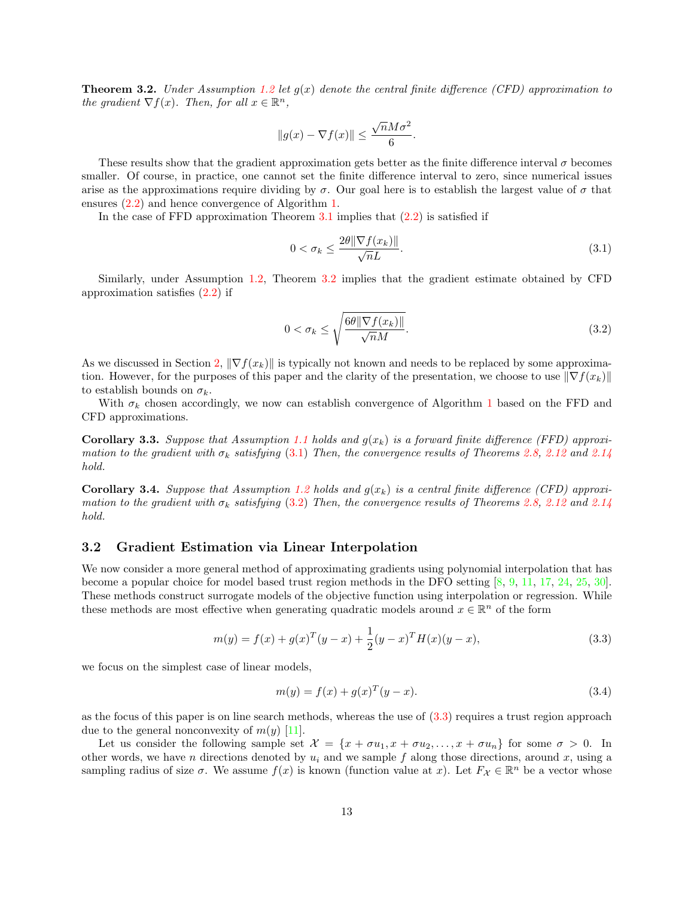**Theorem 3.2.** *Under Assumption 1.2 let $g(x)$ denote the central finite difference (CFD) approximation to the gradient $\nabla f(x)$. Then, for all $x \in \mathbb{R}^n$,*

$$\|g(x) - \nabla f(x)\| \leq \frac{\sqrt{n} M \sigma^2}{6}.$$

These results show that the gradient approximation gets better as the finite difference interval $\sigma$ becomes smaller. Of course, in practice, one cannot set the finite difference interval to zero, since numerical issues arise as the approximations require dividing by $\sigma$. Our goal here is to establish the largest value of $\sigma$ that ensures (2.2) and hence convergence of Algorithm 1.

In the case of FFD approximation Theorem 3.1 implies that (2.2) is satisfied if

$$0 < \sigma_k \leq \frac{2\theta \|\nabla f(x_k)\|}{\sqrt{n} L}. \tag{3.1}$$

Similarly, under Assumption 1.2, Theorem 3.2 implies that the gradient estimate obtained by CFD approximation satisfies (2.2) if

$$0 < \sigma_k \leq \sqrt{\frac{6\theta \|\nabla f(x_k)\|}{\sqrt{n} M}}. \tag{3.2}$$

As we discussed in Section 2, $\|\nabla f(x_k)\|$ is typically not known and needs to be replaced by some approximation. However, for the purposes of this paper and the clarity of the presentation, we choose to use $\|\nabla f(x_k)\|$ to establish bounds on $\sigma_k$.

With $\sigma_k$ chosen accordingly, we now can establish convergence of Algorithm 1 based on the FFD and CFD approximations.

**Corollary 3.3.** *Suppose that Assumption 1.1 holds and $g(x_k)$ is a forward finite difference (FFD) approximation to the gradient with $\sigma_k$ satisfying (3.1) Then, the convergence results of Theorems 2.8, 2.12 and 2.14 hold.*

**Corollary 3.4.** *Suppose that Assumption 1.2 holds and $g(x_k)$ is a central finite difference (CFD) approximation to the gradient with $\sigma_k$ satisfying (3.2) Then, the convergence results of Theorems 2.8, 2.12 and 2.14 hold.*

### 3.2 Gradient Estimation via Linear Interpolation

We now consider a more general method of approximating gradients using polynomial interpolation that has become a popular choice for model based trust region methods in the DFO setting [8, 9, 11, 17, 24, 25, 30]. These methods construct surrogate models of the objective function using interpolation or regression. While these methods are most effective when generating quadratic models around $x \in \mathbb{R}^n$ of the form

$$m(y) = f(x) + g(x)^T (y - x) + \frac{1}{2}(y - x)^T H(x)(y - x), \tag{3.3}$$

we focus on the simplest case of linear models,

$$m(y) = f(x) + g(x)^T (y - x). \tag{3.4}$$

as the focus of this paper is on line search methods, whereas the use of (3.3) requires a trust region approach due to the general nonconvexity of $m(y)$ [11].

Let us consider the following sample set $\mathcal{X} = \{x + \sigma u_1, x + \sigma u_2, \ldots, x + \sigma u_n\}$ for some $\sigma > 0$. In other words, we have $n$ directions denoted by $u_i$ and we sample $f$ along those directions, around $x$, using a sampling radius of size $\sigma$. We assume $f(x)$ is known (function value at $x$). Let $F_{\mathcal{X}} \in \mathbb{R}^n$ be a vector whose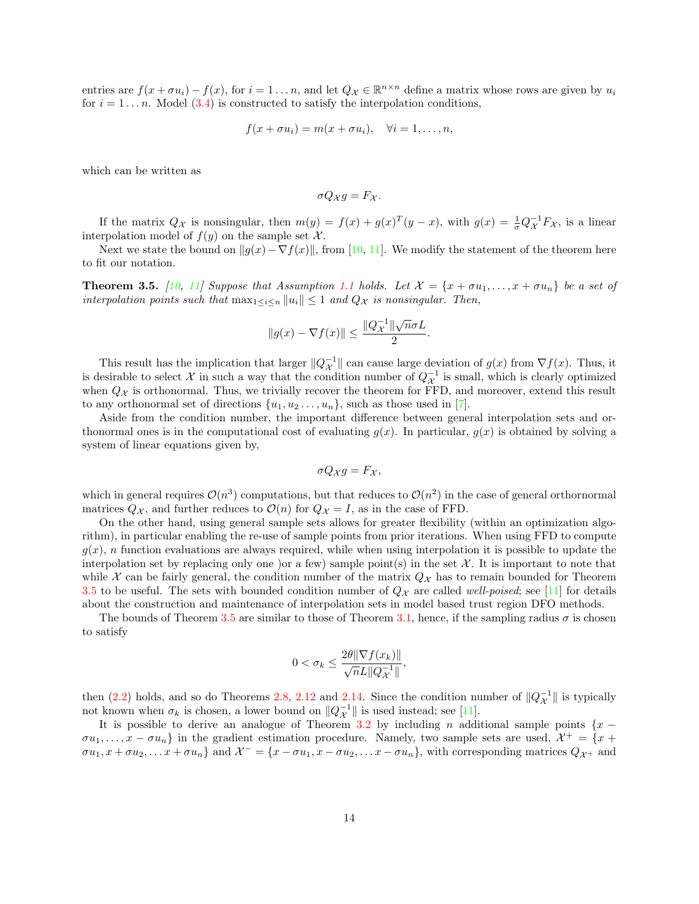entries are $f(x + \sigma u_i) - f(x)$, for $i = 1 \ldots n$, and let $Q_{\mathcal{X}} \in \mathbb{R}^{n \times n}$ define a matrix whose rows are given by $u_i$ for $i = 1 \ldots n$. Model (3.4) is constructed to satisfy the interpolation conditions,

$$f(x + \sigma u_i) = m(x + \sigma u_i), \quad \forall i = 1, \ldots, n,$$

which can be written as

$$\sigma Q_{\mathcal{X}} g = F_{\mathcal{X}}.$$

If the matrix $Q_{\mathcal{X}}$ is nonsingular, then $m(y) = f(x) + g(x)^T (y - x)$, with $g(x) = \frac{1}{\sigma} Q_{\mathcal{X}}^{-1} F_{\mathcal{X}}$, is a linear interpolation model of $f(y)$ on the sample set $\mathcal{X}$.

Next we state the bound on $\|g(x) - \nabla f(x)\|$, from [10, 11]. We modify the statement of the theorem here to fit our notation.

**Theorem 3.5.** *[10, 11] Suppose that Assumption 1.1 holds. Let $\mathcal{X} = \{x + \sigma u_1, \ldots, x + \sigma u_n\}$ be a set of interpolation points such that $\max_{1 \le i \le n} \|u_i\| \le 1$ and $Q_{\mathcal{X}}$ is nonsingular. Then,*

$$\|g(x) - \nabla f(x)\| \le \frac{\|Q_{\mathcal{X}}^{-1}\| \sqrt{n} \sigma L}{2}.$$

This result has the implication that larger $\|Q_{\mathcal{X}}^{-1}\|$ can cause large deviation of $g(x)$ from $\nabla f(x)$. Thus, it is desirable to select $\mathcal{X}$ in such a way that the condition number of $Q_{\mathcal{X}}^{-1}$ is small, which is clearly optimized when $Q_{\mathcal{X}}$ is orthonormal. Thus, we trivially recover the theorem for FFD, and moreover, extend this result to any orthonormal set of directions $\{u_1, u_2 \ldots, u_n\}$, such as those used in [7].

Aside from the condition number, the important difference between general interpolation sets and orthonormal ones is in the computational cost of evaluating $g(x)$. In particular, $g(x)$ is obtained by solving a system of linear equations given by,

$$\sigma Q_{\mathcal{X}} g = F_{\mathcal{X}},$$

which in general requires $\mathcal{O}(n^3)$ computations, but that reduces to $\mathcal{O}(n^2)$ in the case of general orthornormal matrices $Q_{\mathcal{X}}$, and further reduces to $\mathcal{O}(n)$ for $Q_{\mathcal{X}} = I$, as in the case of FFD.

On the other hand, using general sample sets allows for greater flexibility (within an optimization algorithm), in particular enabling the re-use of sample points from prior iterations. When using FFD to compute $g(x)$, $n$ function evaluations are always required, while when using interpolation it is possible to update the interpolation set by replacing only one )or a few) sample point(s) in the set $\mathcal{X}$. It is important to note that while $\mathcal{X}$ can be fairly general, the condition number of the matrix $Q_{\mathcal{X}}$ has to remain bounded for Theorem 3.5 to be useful. The sets with bounded condition number of $Q_{\mathcal{X}}$ are called *well-poised*; see [11] for details about the construction and maintenance of interpolation sets in model based trust region DFO methods.

The bounds of Theorem 3.5 are similar to those of Theorem 3.1, hence, if the sampling radius $\sigma$ is chosen to satisfy

$$0 < \sigma_k \le \frac{2\theta \|\nabla f(x_k)\|}{\sqrt{n} L \|Q_{\mathcal{X}}^{-1}\|},$$

then (2.2) holds, and so do Theorems 2.8, 2.12 and 2.14. Since the condition number of $\|Q_{\mathcal{X}}^{-1}\|$ is typically not known when $\sigma_k$ is chosen, a lower bound on $\|Q_{\mathcal{X}}^{-1}\|$ is used instead; see [11].

It is possible to derive an analogue of Theorem 3.2 by including $n$ additional sample points $\{x - \sigma u_1, \ldots, x - \sigma u_n\}$ in the gradient estimation procedure. Namely, two sample sets are used, $\mathcal{X}^+ = \{x + \sigma u_1, x + \sigma u_2, \ldots x + \sigma u_n\}$ and $\mathcal{X}^- = \{x - \sigma u_1, x - \sigma u_2, \ldots x - \sigma u_n\}$, with corresponding matrices $Q_{\mathcal{X}^+}$ and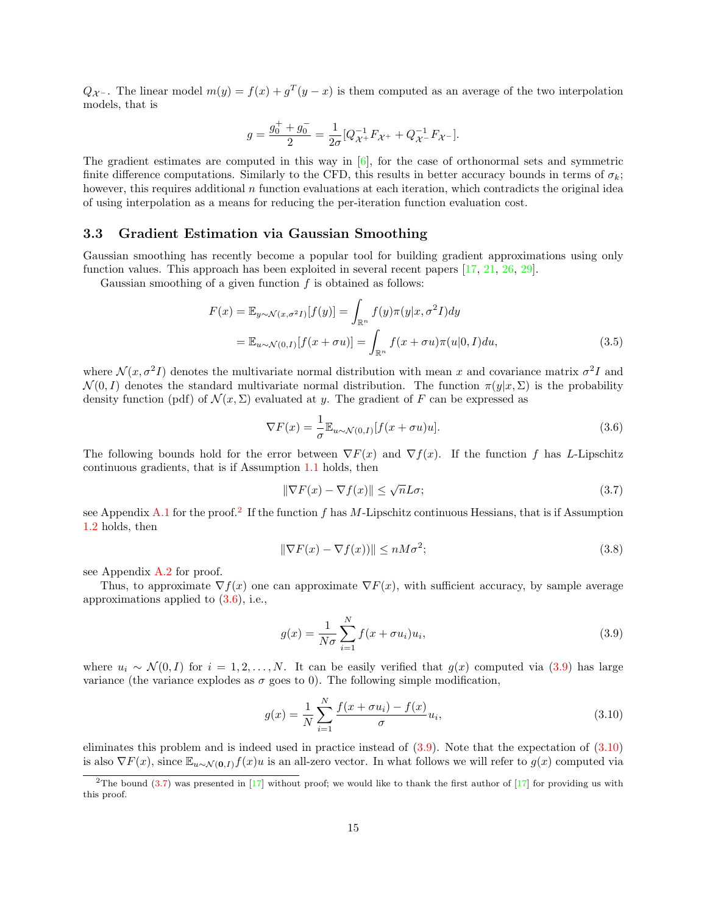$Q_{\mathcal{X}^-}$. The linear model $m(y) = f(x) + g^T(y-x)$ is them computed as an average of the two interpolation models, that is

$$g = \frac{g_0^+ + g_0^-}{2} = \frac{1}{2\sigma}[Q_{\mathcal{X}^+}^{-1} F_{\mathcal{X}^+} + Q_{\mathcal{X}^-}^{-1} F_{\mathcal{X}^-}].$$

The gradient estimates are computed in this way in [6], for the case of orthonormal sets and symmetric finite difference computations. Similarly to the CFD, this results in better accuracy bounds in terms of $\sigma_k$; however, this requires additional $n$ function evaluations at each iteration, which contradicts the original idea of using interpolation as a means for reducing the per-iteration function evaluation cost.

### 3.3 Gradient Estimation via Gaussian Smoothing

Gaussian smoothing has recently become a popular tool for building gradient approximations using only function values. This approach has been exploited in several recent papers [17, 21, 26, 29].

Gaussian smoothing of a given function $f$ is obtained as follows:

$$\begin{aligned} F(x) = \mathbb{E}_{y\sim\mathcal{N}(x,\sigma^2 I)}[f(y)] &= \int_{\mathbb{R}^n} f(y)\pi(y|x,\sigma^2 I)dy \\ &= \mathbb{E}_{u\sim\mathcal{N}(0,I)}[f(x+\sigma u)] = \int_{\mathbb{R}^n} f(x+\sigma u)\pi(u|0,I)du, \end{aligned} \tag{3.5}$$

where $\mathcal{N}(x, \sigma^2 I)$ denotes the multivariate normal distribution with mean $x$ and covariance matrix $\sigma^2 I$ and $\mathcal{N}(0, I)$ denotes the standard multivariate normal distribution. The function $\pi(y|x, \Sigma)$ is the probability density function (pdf) of $\mathcal{N}(x, \Sigma)$ evaluated at $y$. The gradient of $F$ can be expressed as

$$\nabla F(x) = \frac{1}{\sigma}\mathbb{E}_{u\sim\mathcal{N}(0,I)}[f(x+\sigma u)u]. \tag{3.6}$$

The following bounds hold for the error between $\nabla F(x)$ and $\nabla f(x)$. If the function $f$ has $L$-Lipschitz continuous gradients, that is if Assumption 1.1 holds, then

$$\|\nabla F(x) - \nabla f(x)\| \leq \sqrt{n}L\sigma; \tag{3.7}$$

see Appendix A.1 for the proof.[2] If the function $f$ has $M$-Lipschitz continuous Hessians, that is if Assumption 1.2 holds, then

$$\|\nabla F(x) - \nabla f(x))\| \leq nM\sigma^2; \tag{3.8}$$

see Appendix A.2 for proof.

Thus, to approximate $\nabla f(x)$ one can approximate $\nabla F(x)$, with sufficient accuracy, by sample average approximations applied to (3.6), i.e.,

$$g(x) = \frac{1}{N\sigma}\sum_{i=1}^{N} f(x+\sigma u_i)u_i, \tag{3.9}$$

where $u_i \sim \mathcal{N}(0, I)$ for $i = 1, 2, \ldots, N$. It can be easily verified that $g(x)$ computed via (3.9) has large variance (the variance explodes as $\sigma$ goes to 0). The following simple modification,

$$g(x) = \frac{1}{N}\sum_{i=1}^{N} \frac{f(x+\sigma u_i) - f(x)}{\sigma}u_i, \tag{3.10}$$

eliminates this problem and is indeed used in practice instead of (3.9). Note that the expectation of (3.10) is also $\nabla F(x)$, since $\mathbb{E}_{u\sim\mathcal{N}(\mathbf{0},I)} f(x)u$ is an all-zero vector. In what follows we will refer to $g(x)$ computed via

[2] The bound (3.7) was presented in [17] without proof; we would like to thank the first author of [17] for providing us with this proof.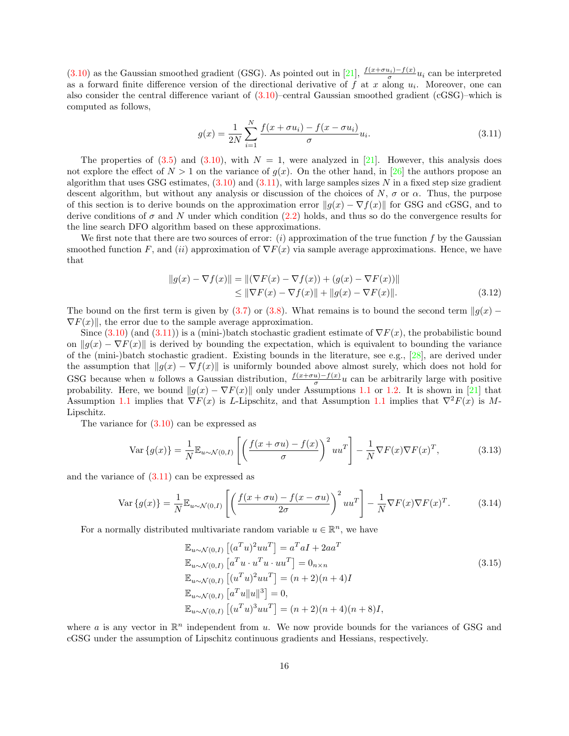(3.10) as the Gaussian smoothed gradient (GSG). As pointed out in [21], $\frac{f(x+\sigma u_i)-f(x)}{\sigma}u_i$ can be interpreted as a forward finite difference version of the directional derivative of $f$ at $x$ along $u_i$. Moreover, one can also consider the central difference variant of (3.10)–central Gaussian smoothed gradient (cGSG)–which is computed as follows,

$$
g(x) = \frac{1}{2N}\sum_{i=1}^{N}\frac{f(x+\sigma u_i)-f(x-\sigma u_i)}{\sigma}u_i. \tag{3.11}
$$

The properties of (3.5) and (3.10), with $N = 1$, were analyzed in [21]. However, this analysis does not explore the effect of $N > 1$ on the variance of $g(x)$. On the other hand, in [26] the authors propose an algorithm that uses GSG estimates, (3.10) and (3.11), with large samples sizes $N$ in a fixed step size gradient descent algorithm, but without any analysis or discussion of the choices of $N$, $\sigma$ or $\alpha$. Thus, the purpose of this section is to derive bounds on the approximation error $\|g(x) - \nabla f(x)\|$ for GSG and cGSG, and to derive conditions of $\sigma$ and $N$ under which condition (2.2) holds, and thus so do the convergence results for the line search DFO algorithm based on these approximations.

We first note that there are two sources of error: $(i)$ approximation of the true function $f$ by the Gaussian smoothed function $F$, and $(ii)$ approximation of $\nabla F(x)$ via sample average approximations. Hence, we have that

$$
\begin{aligned}
\|g(x) - \nabla f(x)\| &= \|(\nabla F(x) - \nabla f(x)) + (g(x) - \nabla F(x))\| \\
&\leq \|\nabla F(x) - \nabla f(x)\| + \|g(x) - \nabla F(x)\|.
\end{aligned} \tag{3.12}
$$

The bound on the first term is given by (3.7) or (3.8). What remains is to bound the second term $\|g(x) - \nabla F(x)\|$, the error due to the sample average approximation.

Since (3.10) (and (3.11)) is a (mini-)batch stochastic gradient estimate of $\nabla F(x)$, the probabilistic bound on $\|g(x) - \nabla F(x)\|$ is derived by bounding the expectation, which is equivalent to bounding the variance of the (mini-)batch stochastic gradient. Existing bounds in the literature, see e.g., [28], are derived under the assumption that $\|g(x) - \nabla f(x)\|$ is uniformly bounded above almost surely, which does not hold for GSG because when $u$ follows a Gaussian distribution, $\frac{f(x+\sigma u)-f(x)}{\sigma}u$ can be arbitrarily large with positive probability. Here, we bound $\|g(x) - \nabla F(x)\|$ only under Assumptions 1.1 or 1.2. It is shown in [21] that Assumption 1.1 implies that $\nabla F(x)$ is $L$-Lipschitz, and that Assumption 1.1 implies that $\nabla^2 F(x)$ is $M$-Lipschitz.

The variance for (3.10) can be expressed as

$$
\mathrm{Var}\left\{g(x)\right\} = \frac{1}{N}\mathbb{E}_{u\sim\mathcal{N}(0,I)}\left[\left(\frac{f(x+\sigma u)-f(x)}{\sigma}\right)^2 uu^T\right] - \frac{1}{N}\nabla F(x)\nabla F(x)^T, \tag{3.13}
$$

and the variance of (3.11) can be expressed as

$$
\mathrm{Var}\left\{g(x)\right\} = \frac{1}{N}\mathbb{E}_{u\sim\mathcal{N}(0,I)}\left[\left(\frac{f(x+\sigma u)-f(x-\sigma u)}{2\sigma}\right)^2 uu^T\right] - \frac{1}{N}\nabla F(x)\nabla F(x)^T. \tag{3.14}
$$

For a normally distributed multivariate random variable $u \in \mathbb{R}^n$, we have

$$
\begin{aligned}
&\mathbb{E}_{u\sim\mathcal{N}(0,I)}\left[(a^T u)^2 uu^T\right] = a^T a I + 2aa^T \\
&\mathbb{E}_{u\sim\mathcal{N}(0,I)}\left[a^T u \cdot u^T u \cdot uu^T\right] = 0_{n\times n} \\
&\mathbb{E}_{u\sim\mathcal{N}(0,I)}\left[(u^T u)^2 uu^T\right] = (n+2)(n+4)I \\
&\mathbb{E}_{u\sim\mathcal{N}(0,I)}\left[a^T u\|u\|^3\right] = 0, \\
&\mathbb{E}_{u\sim\mathcal{N}(0,I)}\left[(u^T u)^3 uu^T\right] = (n+2)(n+4)(n+8)I,
\end{aligned} \tag{3.15}
$$

where $a$ is any vector in $\mathbb{R}^n$ independent from $u$. We now provide bounds for the variances of GSG and cGSG under the assumption of Lipschitz continuous gradients and Hessians, respectively.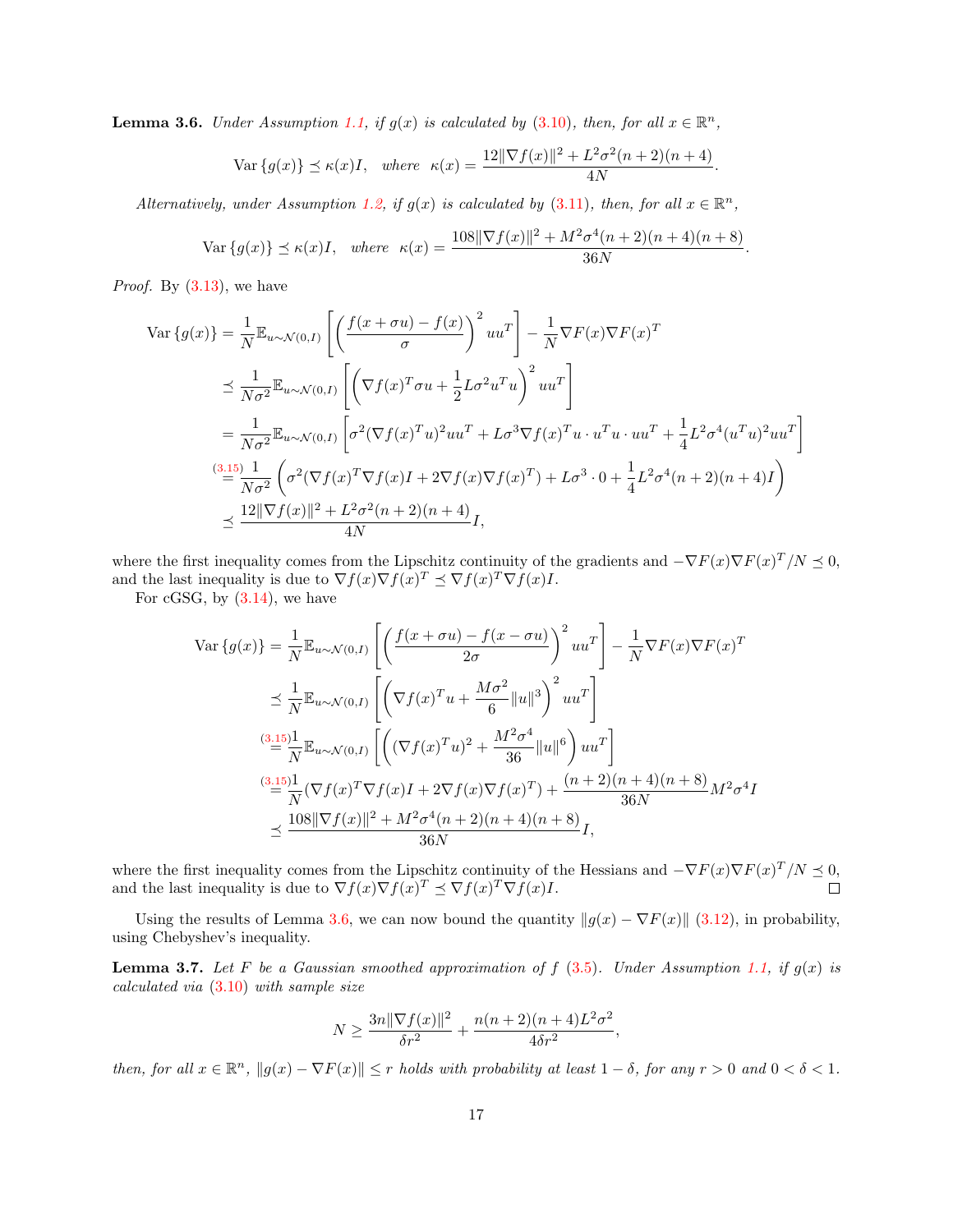**Lemma 3.6.** *Under Assumption 1.1, if $g(x)$ is calculated by (3.10), then, for all $x \in \mathbb{R}^n$,*

$$\mathrm{Var}\{g(x)\} \preceq \kappa(x) I, \quad \textit{where} \;\; \kappa(x) = \frac{12\|\nabla f(x)\|^2 + L^2\sigma^2(n+2)(n+4)}{4N}.$$

*Alternatively, under Assumption 1.2, if $g(x)$ is calculated by (3.11), then, for all $x \in \mathbb{R}^n$,*

$$\mathrm{Var}\{g(x)\} \preceq \kappa(x) I, \quad \textit{where} \;\; \kappa(x) = \frac{108\|\nabla f(x)\|^2 + M^2\sigma^4(n+2)(n+4)(n+8)}{36N}.$$

*Proof.* By (3.13), we have

$$\begin{aligned}
\mathrm{Var}\{g(x)\} &= \frac{1}{N}\mathbb{E}_{u\sim\mathcal{N}(0,I)}\left[\left(\frac{f(x+\sigma u) - f(x)}{\sigma}\right)^2 uu^T\right] - \frac{1}{N}\nabla F(x)\nabla F(x)^T \\
&\preceq \frac{1}{N\sigma^2}\mathbb{E}_{u\sim\mathcal{N}(0,I)}\left[\left(\nabla f(x)^T\sigma u + \frac{1}{2}L\sigma^2 u^T u\right)^2 uu^T\right] \\
&= \frac{1}{N\sigma^2}\mathbb{E}_{u\sim\mathcal{N}(0,I)}\left[\sigma^2(\nabla f(x)^T u)^2 uu^T + L\sigma^3 \nabla f(x)^T u \cdot u^T u \cdot uu^T + \frac{1}{4}L^2\sigma^4 (u^T u)^2 uu^T\right] \\
&\overset{(3.15)}{=} \frac{1}{N\sigma^2}\left(\sigma^2(\nabla f(x)^T\nabla f(x) I + 2\nabla f(x)\nabla f(x)^T) + L\sigma^3 \cdot 0 + \frac{1}{4}L^2\sigma^4(n+2)(n+4)I\right) \\
&\preceq \frac{12\|\nabla f(x)\|^2 + L^2\sigma^2(n+2)(n+4)}{4N} I,
\end{aligned}$$

where the first inequality comes from the Lipschitz continuity of the gradients and $-\nabla F(x)\nabla F(x)^T/N \preceq 0$, and the last inequality is due to $\nabla f(x)\nabla f(x)^T \preceq \nabla f(x)^T\nabla f(x) I$.

For cGSG, by (3.14), we have

$$\begin{aligned}
\mathrm{Var}\{g(x)\} &= \frac{1}{N}\mathbb{E}_{u\sim\mathcal{N}(0,I)}\left[\left(\frac{f(x+\sigma u) - f(x-\sigma u)}{2\sigma}\right)^2 uu^T\right] - \frac{1}{N}\nabla F(x)\nabla F(x)^T \\
&\preceq \frac{1}{N}\mathbb{E}_{u\sim\mathcal{N}(0,I)}\left[\left(\nabla f(x)^T u + \frac{M\sigma^2}{6}\|u\|^3\right)^2 uu^T\right] \\
&\overset{(3.15)}{=} \frac{1}{N}\mathbb{E}_{u\sim\mathcal{N}(0,I)}\left[\left((\nabla f(x)^T u)^2 + \frac{M^2\sigma^4}{36}\|u\|^6\right) uu^T\right] \\
&\overset{(3.15)}{=} \frac{1}{N}(\nabla f(x)^T\nabla f(x) I + 2\nabla f(x)\nabla f(x)^T) + \frac{(n+2)(n+4)(n+8)}{36N}M^2\sigma^4 I \\
&\preceq \frac{108\|\nabla f(x)\|^2 + M^2\sigma^4(n+2)(n+4)(n+8)}{36N} I,
\end{aligned}$$

where the first inequality comes from the Lipschitz continuity of the Hessians and $-\nabla F(x)\nabla F(x)^T/N \preceq 0$, and the last inequality is due to $\nabla f(x)\nabla f(x)^T \preceq \nabla f(x)^T\nabla f(x) I$. □

Using the results of Lemma 3.6, we can now bound the quantity $\|g(x) - \nabla F(x)\|$ (3.12), in probability, using Chebyshev's inequality.

**Lemma 3.7.** *Let $F$ be a Gaussian smoothed approximation of $f$ (3.5). Under Assumption 1.1, if $g(x)$ is calculated via (3.10) with sample size*

$$N \geq \frac{3n\|\nabla f(x)\|^2}{\delta r^2} + \frac{n(n+2)(n+4)L^2\sigma^2}{4\delta r^2},$$

*then, for all $x \in \mathbb{R}^n$, $\|g(x) - \nabla F(x)\| \leq r$ holds with probability at least $1-\delta$, for any $r > 0$ and $0 < \delta < 1$.*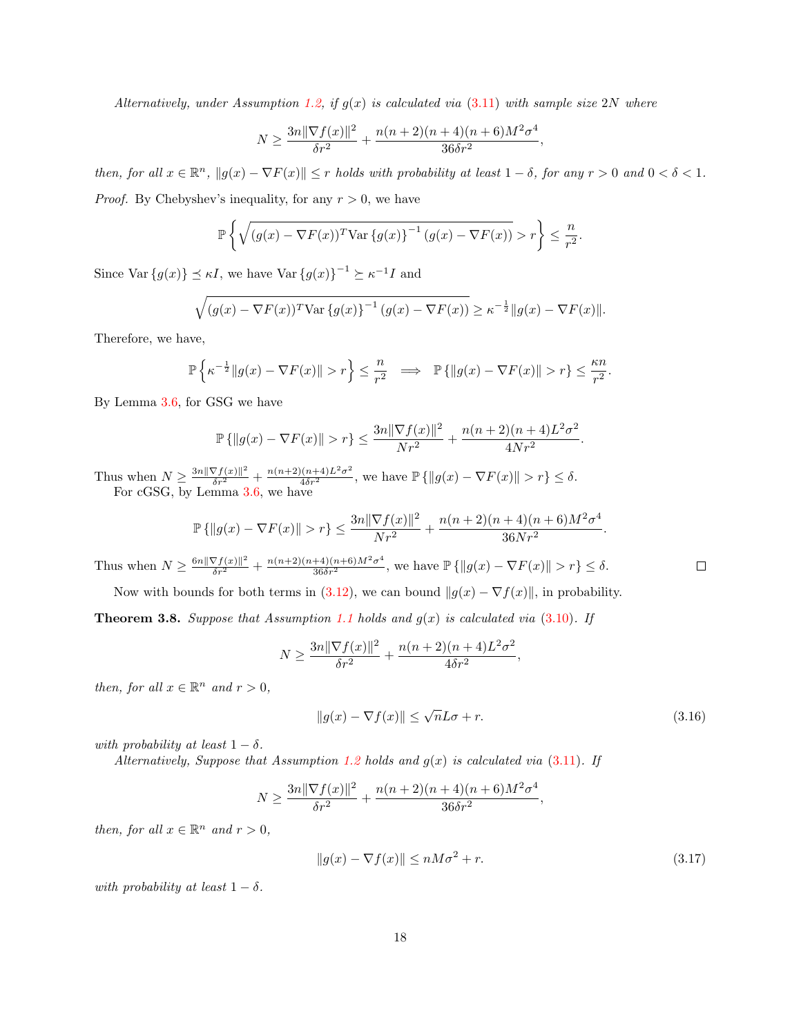*Alternatively, under Assumption 1.2, if $g(x)$ is calculated via (3.11) with sample size $2N$ where*

$$N \geq \frac{3n\|\nabla f(x)\|^2}{\delta r^2} + \frac{n(n+2)(n+4)(n+6)M^2\sigma^4}{36\delta r^2},$$

*then, for all $x \in \mathbb{R}^n$, $\|g(x) - \nabla F(x)\| \leq r$ holds with probability at least $1-\delta$, for any $r > 0$ and $0 < \delta < 1$.*

*Proof.* By Chebyshev's inequality, for any $r > 0$, we have

$$\mathbb{P}\left\{\sqrt{(g(x) - \nabla F(x))^T \mathrm{Var}\left\{g(x)\right\}^{-1}(g(x) - \nabla F(x))} > r\right\} \leq \frac{n}{r^2}.$$

Since $\mathrm{Var}\left\{g(x)\right\} \preceq \kappa I$, we have $\mathrm{Var}\left\{g(x)\right\}^{-1} \succeq \kappa^{-1} I$ and

$$\sqrt{(g(x) - \nabla F(x))^T \mathrm{Var}\left\{g(x)\right\}^{-1}(g(x) - \nabla F(x))} \geq \kappa^{-\frac{1}{2}}\|g(x) - \nabla F(x)\|.$$

Therefore, we have,

$$\mathbb{P}\left\{\kappa^{-\frac{1}{2}}\|g(x) - \nabla F(x)\| > r\right\} \leq \frac{n}{r^2} \implies \mathbb{P}\left\{\|g(x) - \nabla F(x)\| > r\right\} \leq \frac{\kappa n}{r^2}.$$

By Lemma 3.6, for GSG we have

$$\mathbb{P}\left\{\|g(x) - \nabla F(x)\| > r\right\} \leq \frac{3n\|\nabla f(x)\|^2}{Nr^2} + \frac{n(n+2)(n+4)L^2\sigma^2}{4Nr^2}.$$

Thus when $N \geq \frac{3n\|\nabla f(x)\|^2}{\delta r^2} + \frac{n(n+2)(n+4)L^2\sigma^2}{4\delta r^2}$, we have $\mathbb{P}\left\{\|g(x) - \nabla F(x)\| > r\right\} \leq \delta$.

For cGSG, by Lemma 3.6, we have

$$\mathbb{P}\left\{\|g(x) - \nabla F(x)\| > r\right\} \leq \frac{3n\|\nabla f(x)\|^2}{Nr^2} + \frac{n(n+2)(n+4)(n+6)M^2\sigma^4}{36Nr^2}.$$

Thus when $N \geq \frac{6n\|\nabla f(x)\|^2}{\delta r^2} + \frac{n(n+2)(n+4)(n+6)M^2\sigma^4}{36\delta r^2}$, we have $\mathbb{P}\left\{\|g(x) - \nabla F(x)\| > r\right\} \leq \delta$. $\square$

Now with bounds for both terms in (3.12), we can bound $\|g(x) - \nabla f(x)\|$, in probability.

**Theorem 3.8.** *Suppose that Assumption 1.1 holds and $g(x)$ is calculated via (3.10). If*

$$N \geq \frac{3n\|\nabla f(x)\|^2}{\delta r^2} + \frac{n(n+2)(n+4)L^2\sigma^2}{4\delta r^2},$$

*then, for all $x \in \mathbb{R}^n$ and $r > 0$,*

$$\|g(x) - \nabla f(x)\| \leq \sqrt{n}L\sigma + r. \tag{3.16}$$

*with probability at least $1-\delta$.*

*Alternatively, Suppose that Assumption 1.2 holds and $g(x)$ is calculated via (3.11). If*

$$N \geq \frac{3n\|\nabla f(x)\|^2}{\delta r^2} + \frac{n(n+2)(n+4)(n+6)M^2\sigma^4}{36\delta r^2},$$

*then, for all $x \in \mathbb{R}^n$ and $r > 0$,*

$$\|g(x) - \nabla f(x)\| \leq nM\sigma^2 + r. \tag{3.17}$$

*with probability at least $1-\delta$.*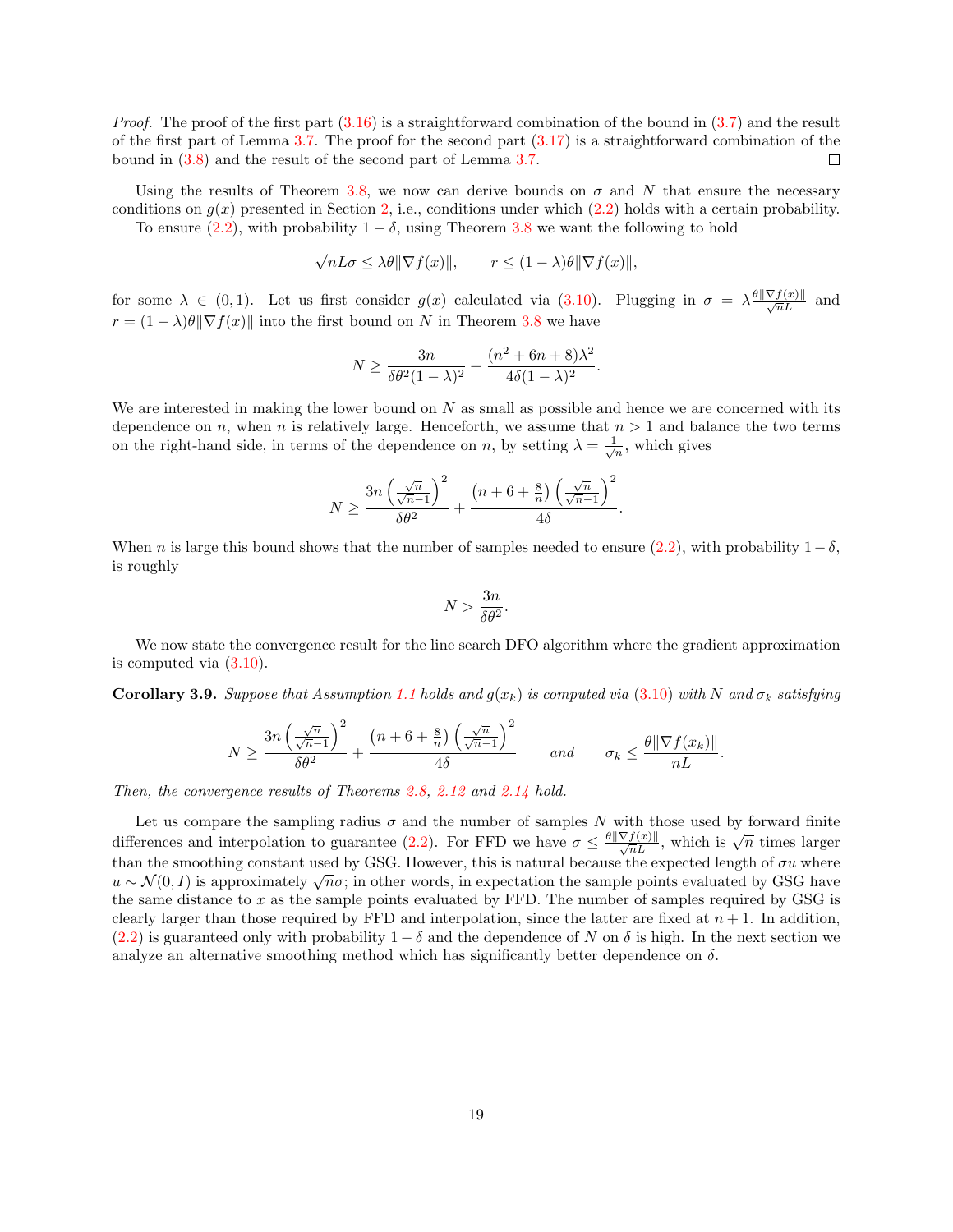*Proof.* The proof of the first part (3.16) is a straightforward combination of the bound in (3.7) and the result of the first part of Lemma 3.7. The proof for the second part (3.17) is a straightforward combination of the bound in (3.8) and the result of the second part of Lemma 3.7. $\square$

Using the results of Theorem 3.8, we now can derive bounds on $\sigma$ and $N$ that ensure the necessary conditions on $g(x)$ presented in Section 2, i.e., conditions under which (2.2) holds with a certain probability.

To ensure (2.2), with probability $1-\delta$, using Theorem 3.8 we want the following to hold

$$\sqrt{n}L\sigma \leq \lambda\theta\|\nabla f(x)\|, \qquad r \leq (1-\lambda)\theta\|\nabla f(x)\|,$$

for some $\lambda \in (0,1)$. Let us first consider $g(x)$ calculated via (3.10). Plugging in $\sigma = \lambda\frac{\theta\|\nabla f(x)\|}{\sqrt{n}L}$ and $r = (1-\lambda)\theta\|\nabla f(x)\|$ into the first bound on $N$ in Theorem 3.8 we have

$$N \geq \frac{3n}{\delta\theta^2(1-\lambda)^2} + \frac{(n^2+6n+8)\lambda^2}{4\delta(1-\lambda)^2}.$$

We are interested in making the lower bound on $N$ as small as possible and hence we are concerned with its dependence on $n$, when $n$ is relatively large. Henceforth, we assume that $n > 1$ and balance the two terms on the right-hand side, in terms of the dependence on $n$, by setting $\lambda = \frac{1}{\sqrt{n}}$, which gives

$$N \geq \frac{3n\left(\frac{\sqrt{n}}{\sqrt{n}-1}\right)^2}{\delta\theta^2} + \frac{\left(n+6+\frac{8}{n}\right)\left(\frac{\sqrt{n}}{\sqrt{n}-1}\right)^2}{4\delta}.$$

When $n$ is large this bound shows that the number of samples needed to ensure (2.2), with probability $1-\delta$, is roughly

$$N > \frac{3n}{\delta\theta^2}.$$

We now state the convergence result for the line search DFO algorithm where the gradient approximation is computed via (3.10).

**Corollary 3.9.** *Suppose that Assumption 1.1 holds and $g(x_k)$ is computed via (3.10) with $N$ and $\sigma_k$ satisfying*

$$N \geq \frac{3n\left(\frac{\sqrt{n}}{\sqrt{n}-1}\right)^2}{\delta\theta^2} + \frac{\left(n+6+\frac{8}{n}\right)\left(\frac{\sqrt{n}}{\sqrt{n}-1}\right)^2}{4\delta} \qquad \text{and} \qquad \sigma_k \leq \frac{\theta\|\nabla f(x_k)\|}{nL}.$$

*Then, the convergence results of Theorems 2.8, 2.12 and 2.14 hold.*

Let us compare the sampling radius $\sigma$ and the number of samples $N$ with those used by forward finite differences and interpolation to guarantee (2.2). For FFD we have $\sigma \leq \frac{\theta\|\nabla f(x)\|}{\sqrt{n}L}$, which is $\sqrt{n}$ times larger than the smoothing constant used by GSG. However, this is natural because the expected length of $\sigma u$ where $u \sim \mathcal{N}(0, I)$ is approximately $\sqrt{n}\sigma$; in other words, in expectation the sample points evaluated by GSG have the same distance to $x$ as the sample points evaluated by FFD. The number of samples required by GSG is clearly larger than those required by FFD and interpolation, since the latter are fixed at $n+1$. In addition, (2.2) is guaranteed only with probability $1-\delta$ and the dependence of $N$ on $\delta$ is high. In the next section we analyze an alternative smoothing method which has significantly better dependence on $\delta$.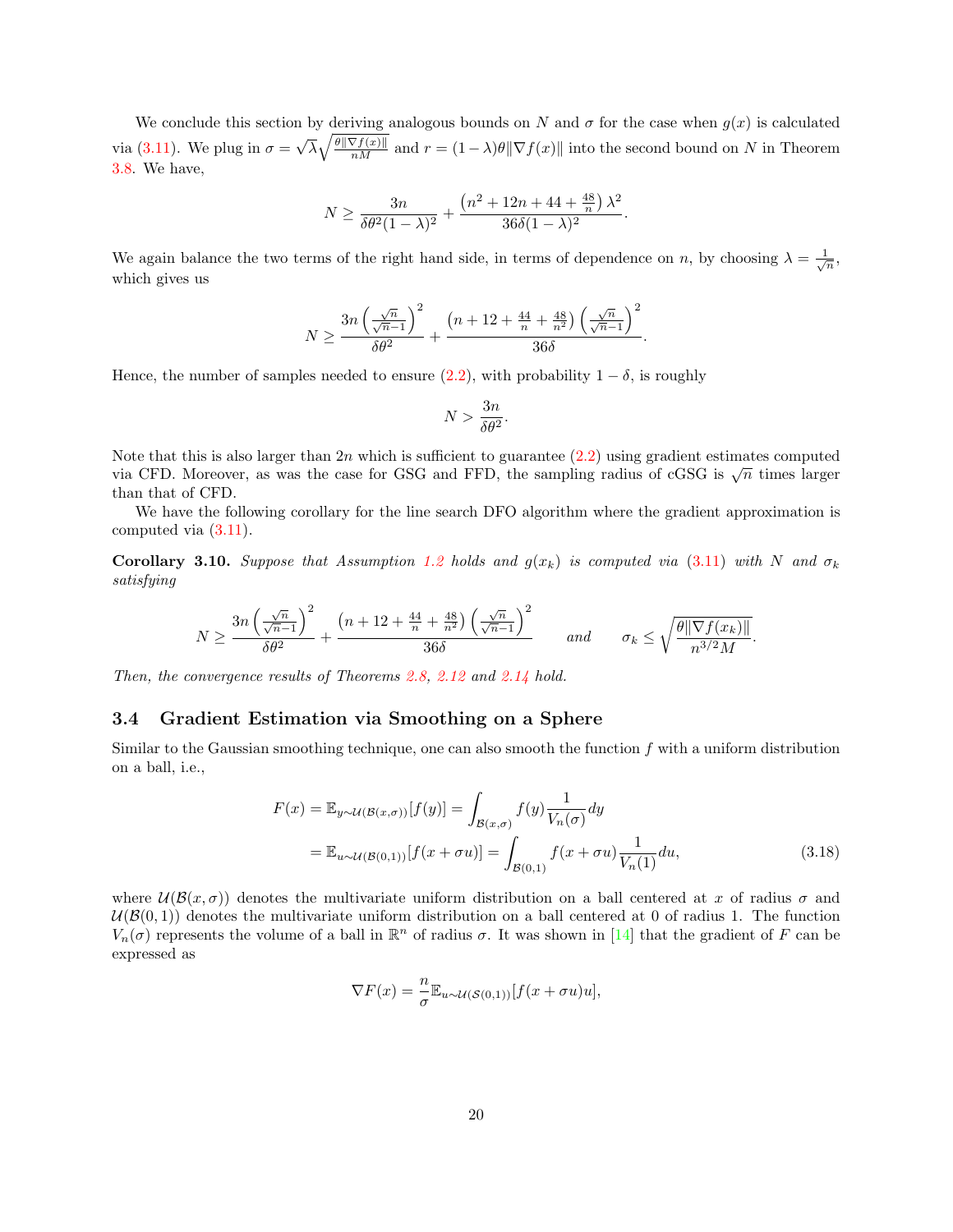We conclude this section by deriving analogous bounds on $N$ and $\sigma$ for the case when $g(x)$ is calculated via (3.11). We plug in $\sigma = \sqrt{\lambda}\sqrt{\frac{\theta\|\nabla f(x)\|}{nM}}$ and $r = (1-\lambda)\theta\|\nabla f(x)\|$ into the second bound on $N$ in Theorem 3.8. We have,

$$N \geq \frac{3n}{\delta\theta^2(1-\lambda)^2} + \frac{\left(n^2 + 12n + 44 + \frac{48}{n}\right)\lambda^2}{36\delta(1-\lambda)^2}.$$

We again balance the two terms of the right hand side, in terms of dependence on $n$, by choosing $\lambda = \frac{1}{\sqrt{n}}$, which gives us

$$N \geq \frac{3n\left(\frac{\sqrt{n}}{\sqrt{n}-1}\right)^2}{\delta\theta^2} + \frac{\left(n + 12 + \frac{44}{n} + \frac{48}{n^2}\right)\left(\frac{\sqrt{n}}{\sqrt{n}-1}\right)^2}{36\delta}.$$

Hence, the number of samples needed to ensure (2.2), with probability $1-\delta$, is roughly

$$N > \frac{3n}{\delta\theta^2}.$$

Note that this is also larger than $2n$ which is sufficient to guarantee (2.2) using gradient estimates computed via CFD. Moreover, as was the case for GSG and FFD, the sampling radius of cGSG is $\sqrt{n}$ times larger than that of CFD.

We have the following corollary for the line search DFO algorithm where the gradient approximation is computed via (3.11).

**Corollary 3.10.** *Suppose that Assumption 1.2 holds and $g(x_k)$ is computed via (3.11) with $N$ and $\sigma_k$ satisfying*

$$N \geq \frac{3n\left(\frac{\sqrt{n}}{\sqrt{n}-1}\right)^2}{\delta\theta^2} + \frac{\left(n + 12 + \frac{44}{n} + \frac{48}{n^2}\right)\left(\frac{\sqrt{n}}{\sqrt{n}-1}\right)^2}{36\delta} \qquad \text{and} \qquad \sigma_k \leq \sqrt{\frac{\theta\|\nabla f(x_k)\|}{n^{3/2}M}}.$$

*Then, the convergence results of Theorems 2.8, 2.12 and 2.14 hold.*

### 3.4 Gradient Estimation via Smoothing on a Sphere

Similar to the Gaussian smoothing technique, one can also smooth the function $f$ with a uniform distribution on a ball, i.e.,

$$\begin{aligned} F(x) &= \mathbb{E}_{y\sim\mathcal{U}(\mathcal{B}(x,\sigma))}[f(y)] = \int_{\mathcal{B}(x,\sigma)} f(y)\frac{1}{V_n(\sigma)}dy \\ &= \mathbb{E}_{u\sim\mathcal{U}(\mathcal{B}(0,1))}[f(x+\sigma u)] = \int_{\mathcal{B}(0,1)} f(x+\sigma u)\frac{1}{V_n(1)}du, \end{aligned} \tag{3.18}$$

where $\mathcal{U}(\mathcal{B}(x,\sigma))$ denotes the multivariate uniform distribution on a ball centered at $x$ of radius $\sigma$ and $\mathcal{U}(\mathcal{B}(0,1))$ denotes the multivariate uniform distribution on a ball centered at 0 of radius 1. The function $V_n(\sigma)$ represents the volume of a ball in $\mathbb{R}^n$ of radius $\sigma$. It was shown in [14] that the gradient of $F$ can be expressed as

$$\nabla F(x) = \frac{n}{\sigma}\mathbb{E}_{u\sim\mathcal{U}(\mathcal{S}(0,1))}[f(x+\sigma u)u],$$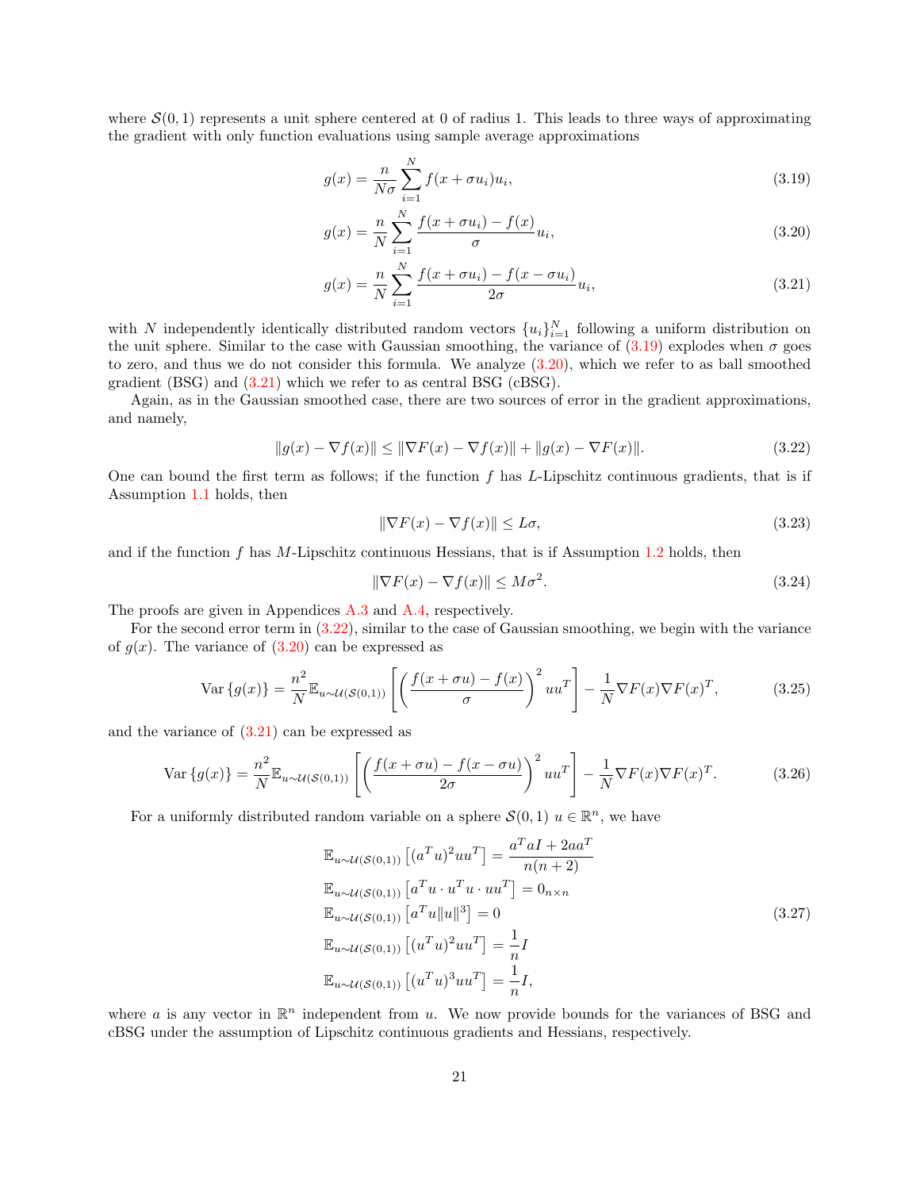where $\mathcal{S}(0,1)$ represents a unit sphere centered at 0 of radius 1. This leads to three ways of approximating the gradient with only function evaluations using sample average approximations

$$g(x) = \frac{n}{N\sigma} \sum_{i=1}^{N} f(x + \sigma u_i) u_i, \tag{3.19}$$

$$g(x) = \frac{n}{N} \sum_{i=1}^{N} \frac{f(x + \sigma u_i) - f(x)}{\sigma} u_i, \tag{3.20}$$

$$g(x) = \frac{n}{N} \sum_{i=1}^{N} \frac{f(x + \sigma u_i) - f(x - \sigma u_i)}{2\sigma} u_i, \tag{3.21}$$

with $N$ independently identically distributed random vectors $\{u_i\}_{i=1}^N$ following a uniform distribution on the unit sphere. Similar to the case with Gaussian smoothing, the variance of (3.19) explodes when $\sigma$ goes to zero, and thus we do not consider this formula. We analyze (3.20), which we refer to as ball smoothed gradient (BSG) and (3.21) which we refer to as central BSG (cBSG).

Again, as in the Gaussian smoothed case, there are two sources of error in the gradient approximations, and namely,

$$\|g(x) - \nabla f(x)\| \leq \|\nabla F(x) - \nabla f(x)\| + \|g(x) - \nabla F(x)\|. \tag{3.22}$$

One can bound the first term as follows; if the function $f$ has $L$-Lipschitz continuous gradients, that is if Assumption 1.1 holds, then

$$\|\nabla F(x) - \nabla f(x)\| \leq L\sigma, \tag{3.23}$$

and if the function $f$ has $M$-Lipschitz continuous Hessians, that is if Assumption 1.2 holds, then

$$\|\nabla F(x) - \nabla f(x)\| \leq M\sigma^2. \tag{3.24}$$

The proofs are given in Appendices A.3 and A.4, respectively.

For the second error term in (3.22), similar to the case of Gaussian smoothing, we begin with the variance of $g(x)$. The variance of (3.20) can be expressed as

$$\operatorname{Var}\{g(x)\} = \frac{n^2}{N} \mathbb{E}_{u \sim \mathcal{U}(\mathcal{S}(0,1))} \left[ \left( \frac{f(x + \sigma u) - f(x)}{\sigma} \right)^2 uu^T \right] - \frac{1}{N} \nabla F(x) \nabla F(x)^T, \tag{3.25}$$

and the variance of (3.21) can be expressed as

$$\operatorname{Var}\{g(x)\} = \frac{n^2}{N} \mathbb{E}_{u \sim \mathcal{U}(\mathcal{S}(0,1))} \left[ \left( \frac{f(x + \sigma u) - f(x - \sigma u)}{2\sigma} \right)^2 uu^T \right] - \frac{1}{N} \nabla F(x) \nabla F(x)^T. \tag{3.26}$$

For a uniformly distributed random variable on a sphere $\mathcal{S}(0,1)$ $u \in \mathbb{R}^n$, we have

$$\begin{aligned}
&\mathbb{E}_{u \sim \mathcal{U}(\mathcal{S}(0,1))} \left[ (a^T u)^2 uu^T \right] = \frac{a^T a I + 2aa^T}{n(n+2)} \\
&\mathbb{E}_{u \sim \mathcal{U}(\mathcal{S}(0,1))} \left[ a^T u \cdot u^T u \cdot uu^T \right] = 0_{n \times n} \\
&\mathbb{E}_{u \sim \mathcal{U}(\mathcal{S}(0,1))} \left[ a^T u \|u\|^3 \right] = 0 \\
&\mathbb{E}_{u \sim \mathcal{U}(\mathcal{S}(0,1))} \left[ (u^T u)^2 uu^T \right] = \frac{1}{n} I \\
&\mathbb{E}_{u \sim \mathcal{U}(\mathcal{S}(0,1))} \left[ (u^T u)^3 uu^T \right] = \frac{1}{n} I,
\end{aligned} \tag{3.27}$$

where $a$ is any vector in $\mathbb{R}^n$ independent from $u$. We now provide bounds for the variances of BSG and cBSG under the assumption of Lipschitz continuous gradients and Hessians, respectively.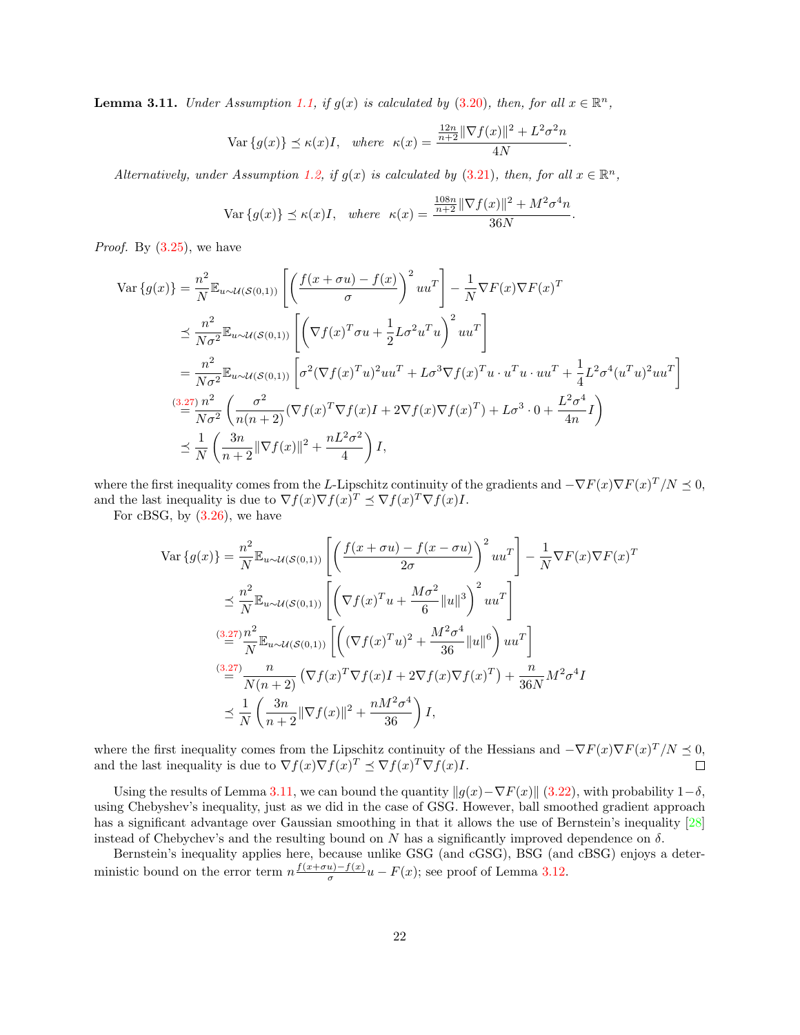**Lemma 3.11.** *Under Assumption 1.1, if $g(x)$ is calculated by (3.20), then, for all $x \in \mathbb{R}^n$,*

$$\mathrm{Var}\left\{g(x)\right\} \preceq \kappa(x) I, \quad \text{where} \quad \kappa(x) = \frac{\frac{12n}{n+2}\|\nabla f(x)\|^2 + L^2\sigma^2 n}{4N}.$$

*Alternatively, under Assumption 1.2, if $g(x)$ is calculated by (3.21), then, for all $x \in \mathbb{R}^n$,*

$$\mathrm{Var}\left\{g(x)\right\} \preceq \kappa(x) I, \quad \text{where} \quad \kappa(x) = \frac{\frac{108n}{n+2}\|\nabla f(x)\|^2 + M^2\sigma^4 n}{36N}.$$

*Proof.* By (3.25), we have

$$\begin{aligned}
\mathrm{Var}\left\{g(x)\right\} &= \frac{n^2}{N}\mathbb{E}_{u\sim\mathcal{U}(\mathcal{S}(0,1))}\left[\left(\frac{f(x+\sigma u)-f(x)}{\sigma}\right)^2 uu^T\right] - \frac{1}{N}\nabla F(x)\nabla F(x)^T \\
&\preceq \frac{n^2}{N\sigma^2}\mathbb{E}_{u\sim\mathcal{U}(\mathcal{S}(0,1))}\left[\left(\nabla f(x)^T\sigma u + \frac{1}{2}L\sigma^2 u^T u\right)^2 uu^T\right] \\
&= \frac{n^2}{N\sigma^2}\mathbb{E}_{u\sim\mathcal{U}(\mathcal{S}(0,1))}\left[\sigma^2(\nabla f(x)^T u)^2 uu^T + L\sigma^3\nabla f(x)^T u\cdot u^T u\cdot uu^T + \frac{1}{4}L^2\sigma^4(u^Tu)^2 uu^T\right] \\
&\overset{(3.27)}{=} \frac{n^2}{N\sigma^2}\left(\frac{\sigma^2}{n(n+2)}(\nabla f(x)^T\nabla f(x) I + 2\nabla f(x)\nabla f(x)^T) + L\sigma^3\cdot 0 + \frac{L^2\sigma^4}{4n}I\right) \\
&\preceq \frac{1}{N}\left(\frac{3n}{n+2}\|\nabla f(x)\|^2 + \frac{nL^2\sigma^2}{4}\right) I,
\end{aligned}$$

where the first inequality comes from the $L$-Lipschitz continuity of the gradients and $-\nabla F(x)\nabla F(x)^T/N \preceq 0$, and the last inequality is due to $\nabla f(x)\nabla f(x)^T \preceq \nabla f(x)^T\nabla f(x) I$.

For cBSG, by (3.26), we have

$$\begin{aligned}
\mathrm{Var}\left\{g(x)\right\} &= \frac{n^2}{N}\mathbb{E}_{u\sim\mathcal{U}(\mathcal{S}(0,1))}\left[\left(\frac{f(x+\sigma u)-f(x-\sigma u)}{2\sigma}\right)^2 uu^T\right] - \frac{1}{N}\nabla F(x)\nabla F(x)^T \\
&\preceq \frac{n^2}{N}\mathbb{E}_{u\sim\mathcal{U}(\mathcal{S}(0,1))}\left[\left(\nabla f(x)^T u + \frac{M\sigma^2}{6}\|u\|^3\right)^2 uu^T\right] \\
&\overset{(3.27)}{=} \frac{n^2}{N}\mathbb{E}_{u\sim\mathcal{U}(\mathcal{S}(0,1))}\left[\left((\nabla f(x)^T u)^2 + \frac{M^2\sigma^4}{36}\|u\|^6\right) uu^T\right] \\
&\overset{(3.27)}{=} \frac{n}{N(n+2)}\left(\nabla f(x)^T\nabla f(x) I + 2\nabla f(x)\nabla f(x)^T\right) + \frac{n}{36N}M^2\sigma^4 I \\
&\preceq \frac{1}{N}\left(\frac{3n}{n+2}\|\nabla f(x)\|^2 + \frac{nM^2\sigma^4}{36}\right) I,
\end{aligned}$$

where the first inequality comes from the Lipschitz continuity of the Hessians and $-\nabla F(x)\nabla F(x)^T/N \preceq 0$, and the last inequality is due to $\nabla f(x)\nabla f(x)^T \preceq \nabla f(x)^T\nabla f(x) I$. ◻

Using the results of Lemma 3.11, we can bound the quantity $\|g(x) - \nabla F(x)\|$ (3.22), with probability $1-\delta$, using Chebyshev's inequality, just as we did in the case of GSG. However, ball smoothed gradient approach has a significant advantage over Gaussian smoothing in that it allows the use of Bernstein's inequality [28] instead of Chebychev's and the resulting bound on $N$ has a significantly improved dependence on $\delta$.

Bernstein's inequality applies here, because unlike GSG (and cGSG), BSG (and cBSG) enjoys a deterministic bound on the error term $n\frac{f(x+\sigma u)-f(x)}{\sigma}u - F(x)$; see proof of Lemma 3.12.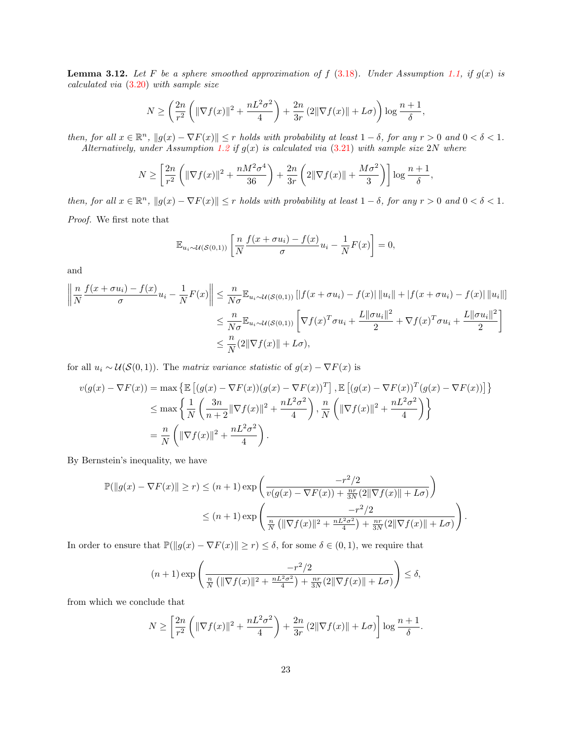**Lemma 3.12.** *Let $F$ be a sphere smoothed approximation of $f$ (3.18). Under Assumption 1.1, if $g(x)$ is calculated via (3.20) with sample size*

$$
N \geq \left( \frac{2n}{r^2} \left( \|\nabla f(x)\|^2 + \frac{nL^2\sigma^2}{4} \right) + \frac{2n}{3r} \left( 2\|\nabla f(x)\| + L\sigma \right) \right) \log \frac{n+1}{\delta},
$$

*then, for all $x \in \mathbb{R}^n$, $\|g(x) - \nabla F(x)\| \leq r$ holds with probability at least $1 - \delta$, for any $r > 0$ and $0 < \delta < 1$.*

*Alternatively, under Assumption 1.2 if $g(x)$ is calculated via (3.21) with sample size $2N$ where*

$$
N \geq \left[ \frac{2n}{r^2} \left( \|\nabla f(x)\|^2 + \frac{nM^2\sigma^4}{36} \right) + \frac{2n}{3r} \left( 2\|\nabla f(x)\| + \frac{M\sigma^2}{3} \right) \right] \log \frac{n+1}{\delta},
$$

*then, for all $x \in \mathbb{R}^n$, $\|g(x) - \nabla F(x)\| \leq r$ holds with probability at least $1 - \delta$, for any $r > 0$ and $0 < \delta < 1$.*

*Proof.* We first note that

$$
\mathbb{E}_{u_i \sim \mathcal{U}(\mathcal{S}(0,1))} \left[ \frac{n}{N} \frac{f(x + \sigma u_i) - f(x)}{\sigma} u_i - \frac{1}{N} F(x) \right] = 0,
$$

and

$$
\begin{aligned}
\left\| \frac{n}{N} \frac{f(x + \sigma u_i) - f(x)}{\sigma} u_i - \frac{1}{N} F(x) \right\| &\leq \frac{n}{N\sigma} \mathbb{E}_{u_i \sim \mathcal{U}(\mathcal{S}(0,1))} \left[ |f(x + \sigma u_i) - f(x)| \, \|u_i\| + |f(x + \sigma u_i) - f(x)| \, \|u_i\| \right] \\
&\leq \frac{n}{N\sigma} \mathbb{E}_{u_i \sim \mathcal{U}(\mathcal{S}(0,1))} \left[ \nabla f(x)^T \sigma u_i + \frac{L\|\sigma u_i\|^2}{2} + \nabla f(x)^T \sigma u_i + \frac{L\|\sigma u_i\|^2}{2} \right] \\
&\leq \frac{n}{N} (2\|\nabla f(x)\| + L\sigma),
\end{aligned}
$$

for all $u_i \sim \mathcal{U}(\mathcal{S}(0,1))$. The *matrix variance statistic* of $g(x) - \nabla F(x)$ is

$$
\begin{aligned}
v(g(x) - \nabla F(x)) &= \max \left\{ \mathbb{E}\left[ (g(x) - \nabla F(x))(g(x) - \nabla F(x))^T \right], \mathbb{E}\left[ (g(x) - \nabla F(x))^T (g(x) - \nabla F(x)) \right] \right\} \\
&\leq \max \left\{ \frac{1}{N} \left( \frac{3n}{n+2} \|\nabla f(x)\|^2 + \frac{nL^2\sigma^2}{4} \right), \frac{n}{N} \left( \|\nabla f(x)\|^2 + \frac{nL^2\sigma^2}{4} \right) \right\} \\
&= \frac{n}{N} \left( \|\nabla f(x)\|^2 + \frac{nL^2\sigma^2}{4} \right).
\end{aligned}
$$

By Bernstein's inequality, we have

$$
\begin{aligned}
\mathbb{P}(\|g(x) - \nabla F(x)\| \geq r) &\leq (n+1) \exp \left( \frac{-r^2/2}{v(g(x) - \nabla F(x)) + \frac{nr}{3N} (2\|\nabla f(x)\| + L\sigma)} \right) \\
&\leq (n+1) \exp \left( \frac{-r^2/2}{\frac{n}{N} \left( \|\nabla f(x)\|^2 + \frac{nL^2\sigma^2}{4} \right) + \frac{nr}{3N} (2\|\nabla f(x)\| + L\sigma)} \right).
\end{aligned}
$$

In order to ensure that $\mathbb{P}(\|g(x) - \nabla F(x)\| \geq r) \leq \delta$, for some $\delta \in (0,1)$, we require that

$$
(n+1) \exp \left( \frac{-r^2/2}{\frac{n}{N} \left( \|\nabla f(x)\|^2 + \frac{nL^2\sigma^2}{4} \right) + \frac{nr}{3N} (2\|\nabla f(x)\| + L\sigma)} \right) \leq \delta,
$$

from which we conclude that

$$
N \geq \left[ \frac{2n}{r^2} \left( \|\nabla f(x)\|^2 + \frac{nL^2\sigma^2}{4} \right) + \frac{2n}{3r} \left( 2\|\nabla f(x)\| + L\sigma \right) \right] \log \frac{n+1}{\delta}.
$$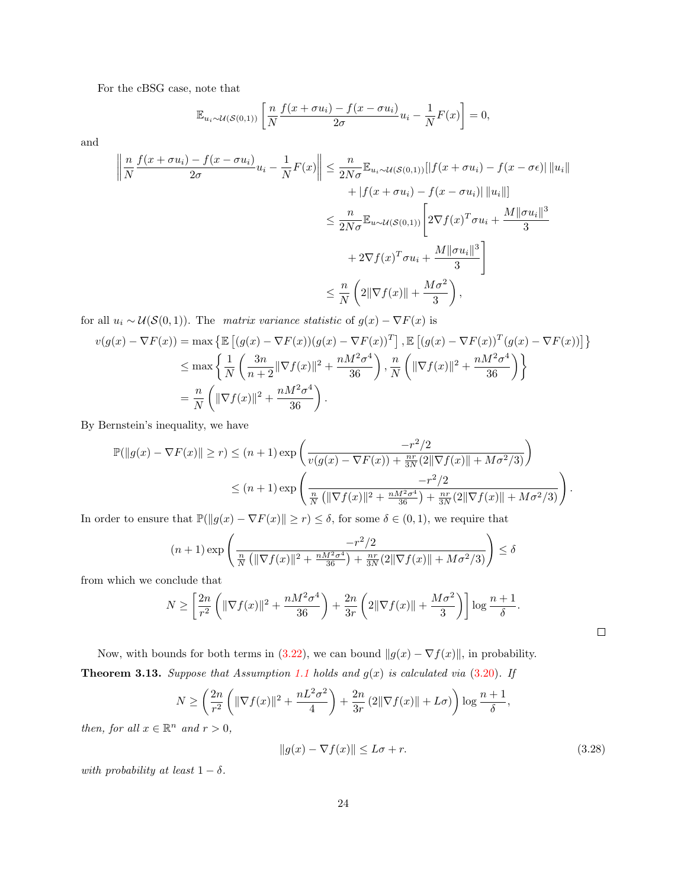For the cBSG case, note that

$$\mathbb{E}_{u_i\sim\mathcal{U}(\mathcal{S}(0,1))}\left[\frac{n}{N}\frac{f(x+\sigma u_i)-f(x-\sigma u_i)}{2\sigma}u_i - \frac{1}{N}F(x)\right] = 0,$$

and

$$\begin{aligned}
\left\|\frac{n}{N}\frac{f(x+\sigma u_i)-f(x-\sigma u_i)}{2\sigma}u_i - \frac{1}{N}F(x)\right\| &\leq \frac{n}{2N\sigma}\mathbb{E}_{u_i\sim\mathcal{U}(\mathcal{S}(0,1))}[|f(x+\sigma u_i)-f(x-\sigma\epsilon)|\,\|u_i\| \\
&\quad + |f(x+\sigma u_i)-f(x-\sigma u_i)|\,\|u_i\|] \\
&\leq \frac{n}{2N\sigma}\mathbb{E}_{u\sim\mathcal{U}(\mathcal{S}(0,1))}\Bigg[2\nabla f(x)^T\sigma u_i + \frac{M\|\sigma u_i\|^3}{3} \\
&\quad + 2\nabla f(x)^T\sigma u_i + \frac{M\|\sigma u_i\|^3}{3}\Bigg] \\
&\leq \frac{n}{N}\left(2\|\nabla f(x)\| + \frac{M\sigma^2}{3}\right),
\end{aligned}$$

for all $u_i \sim \mathcal{U}(\mathcal{S}(0,1))$. The *matrix variance statistic* of $g(x) - \nabla F(x)$ is

$$\begin{aligned}
v(g(x)-\nabla F(x)) &= \max\left\{\mathbb{E}\left[(g(x)-\nabla F(x))(g(x)-\nabla F(x))^T\right], \mathbb{E}\left[(g(x)-\nabla F(x))^T(g(x)-\nabla F(x))\right]\right\} \\
&\leq \max\left\{\frac{1}{N}\left(\frac{3n}{n+2}\|\nabla f(x)\|^2 + \frac{nM^2\sigma^4}{36}\right), \frac{n}{N}\left(\|\nabla f(x)\|^2 + \frac{nM^2\sigma^4}{36}\right)\right\} \\
&= \frac{n}{N}\left(\|\nabla f(x)\|^2 + \frac{nM^2\sigma^4}{36}\right).
\end{aligned}$$

By Bernstein's inequality, we have

$$\begin{aligned}
\mathbb{P}(\|g(x)-\nabla F(x)\| \geq r) &\leq (n+1)\exp\left(\frac{-r^2/2}{v(g(x)-\nabla F(x)) + \frac{nr}{3N}(2\|\nabla f(x)\| + M\sigma^2/3)}\right) \\
&\leq (n+1)\exp\left(\frac{-r^2/2}{\frac{n}{N}\left(\|\nabla f(x)\|^2 + \frac{nM^2\sigma^4}{36}\right) + \frac{nr}{3N}(2\|\nabla f(x)\| + M\sigma^2/3)}\right).
\end{aligned}$$

In order to ensure that $\mathbb{P}(\|g(x)-\nabla F(x)\| \geq r) \leq \delta$, for some $\delta \in (0,1)$, we require that

$$(n+1)\exp\left(\frac{-r^2/2}{\frac{n}{N}\left(\|\nabla f(x)\|^2 + \frac{nM^2\sigma^4}{36}\right) + \frac{nr}{3N}(2\|\nabla f(x)\| + M\sigma^2/3)}\right) \leq \delta$$

from which we conclude that

$$N \geq \left[\frac{2n}{r^2}\left(\|\nabla f(x)\|^2 + \frac{nM^2\sigma^4}{36}\right) + \frac{2n}{3r}\left(2\|\nabla f(x)\| + \frac{M\sigma^2}{3}\right)\right]\log\frac{n+1}{\delta}.$$

□

Now, with bounds for both terms in (3.22), we can bound $\|g(x) - \nabla f(x)\|$, in probability.

**Theorem 3.13.** *Suppose that Assumption 1.1 holds and $g(x)$ is calculated via (3.20). If*

$$N \geq \left(\frac{2n}{r^2}\left(\|\nabla f(x)\|^2 + \frac{nL^2\sigma^2}{4}\right) + \frac{2n}{3r}\left(2\|\nabla f(x)\| + L\sigma\right)\right)\log\frac{n+1}{\delta},$$

*then, for all $x \in \mathbb{R}^n$ and $r > 0$,*

$$\|g(x) - \nabla f(x)\| \leq L\sigma + r. \tag{3.28}$$

*with probability at least $1-\delta$.*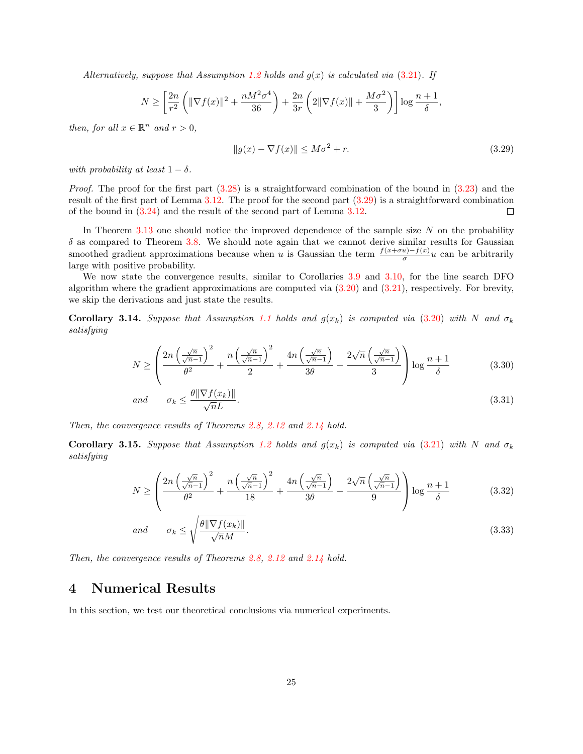*Alternatively, suppose that Assumption 1.2 holds and $g(x)$ is calculated via (3.21). If*

$$N \geq \left[\frac{2n}{r^2}\left(\|\nabla f(x)\|^2 + \frac{nM^2\sigma^4}{36}\right) + \frac{2n}{3r}\left(2\|\nabla f(x)\| + \frac{M\sigma^2}{3}\right)\right]\log\frac{n+1}{\delta},$$

*then, for all $x \in \mathbb{R}^n$ and $r > 0$,*

$$\|g(x) - \nabla f(x)\| \leq M\sigma^2 + r. \tag{3.29}$$

*with probability at least $1-\delta$.*

*Proof.* The proof for the first part (3.28) is a straightforward combination of the bound in (3.23) and the result of the first part of Lemma 3.12. The proof for the second part (3.29) is a straightforward combination of the bound in (3.24) and the result of the second part of Lemma 3.12. $\square$

In Theorem 3.13 one should notice the improved dependence of the sample size $N$ on the probability $\delta$ as compared to Theorem 3.8. We should note again that we cannot derive similar results for Gaussian smoothed gradient approximations because when $u$ is Gaussian the term $\frac{f(x+\sigma u)-f(x)}{\sigma}u$ can be arbitrarily large with positive probability.

We now state the convergence results, similar to Corollaries 3.9 and 3.10, for the line search DFO algorithm where the gradient approximations are computed via (3.20) and (3.21), respectively. For brevity, we skip the derivations and just state the results.

**Corollary 3.14.** *Suppose that Assumption 1.1 holds and $g(x_k)$ is computed via (3.20) with $N$ and $\sigma_k$ satisfying*

$$N \geq \left(\frac{2n\left(\frac{\sqrt{n}}{\sqrt{n}-1}\right)^2}{\theta^2} + \frac{n\left(\frac{\sqrt{n}}{\sqrt{n}-1}\right)^2}{2} + \frac{4n\left(\frac{\sqrt{n}}{\sqrt{n}-1}\right)}{3\theta} + \frac{2\sqrt{n}\left(\frac{\sqrt{n}}{\sqrt{n}-1}\right)}{3}\right)\log\frac{n+1}{\delta} \tag{3.30}$$

$$\text{and} \qquad \sigma_k \leq \frac{\theta\|\nabla f(x_k)\|}{\sqrt{n}L}. \tag{3.31}$$

*Then, the convergence results of Theorems 2.8, 2.12 and 2.14 hold.*

**Corollary 3.15.** *Suppose that Assumption 1.2 holds and $g(x_k)$ is computed via (3.21) with $N$ and $\sigma_k$ satisfying*

$$N \geq \left(\frac{2n\left(\frac{\sqrt{n}}{\sqrt{n}-1}\right)^2}{\theta^2} + \frac{n\left(\frac{\sqrt{n}}{\sqrt{n}-1}\right)^2}{18} + \frac{4n\left(\frac{\sqrt{n}}{\sqrt{n}-1}\right)}{3\theta} + \frac{2\sqrt{n}\left(\frac{\sqrt{n}}{\sqrt{n}-1}\right)}{9}\right)\log\frac{n+1}{\delta} \tag{3.32}$$

$$\text{and} \qquad \sigma_k \leq \sqrt{\frac{\theta\|\nabla f(x_k)\|}{\sqrt{n}M}}. \tag{3.33}$$

*Then, the convergence results of Theorems 2.8, 2.12 and 2.14 hold.*

# 4 Numerical Results

In this section, we test our theoretical conclusions via numerical experiments.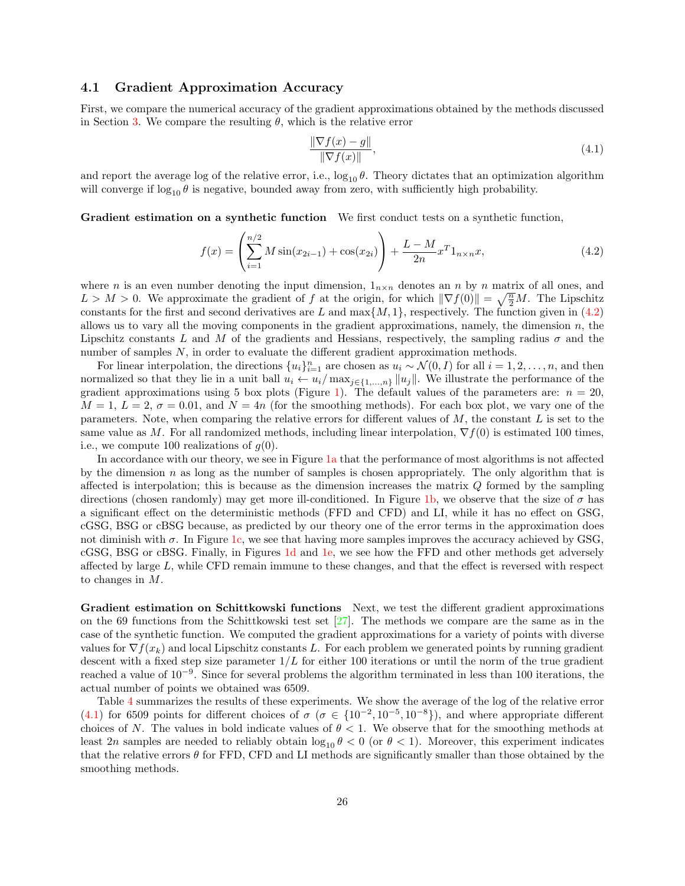### 4.1 Gradient Approximation Accuracy

First, we compare the numerical accuracy of the gradient approximations obtained by the methods discussed in Section 3. We compare the resulting $\theta$, which is the relative error

$$\frac{\|\nabla f(x) - g\|}{\|\nabla f(x)\|}, \tag{4.1}$$

and report the average log of the relative error, i.e., $\log_{10}\theta$. Theory dictates that an optimization algorithm will converge if $\log_{10}\theta$ is negative, bounded away from zero, with sufficiently high probability.

**Gradient estimation on a synthetic function** We first conduct tests on a synthetic function,

$$f(x) = \left(\sum_{i=1}^{n/2} M\sin(x_{2i-1}) + \cos(x_{2i})\right) + \frac{L-M}{2n}x^T 1_{n\times n}x, \tag{4.2}$$

where $n$ is an even number denoting the input dimension, $1_{n\times n}$ denotes an $n$ by $n$ matrix of all ones, and $L > M > 0$. We approximate the gradient of $f$ at the origin, for which $\|\nabla f(0)\| = \sqrt{\frac{n}{2}}M$. The Lipschitz constants for the first and second derivatives are $L$ and $\max\{M, 1\}$, respectively. The function given in (4.2) allows us to vary all the moving components in the gradient approximations, namely, the dimension $n$, the Lipschitz constants $L$ and $M$ of the gradients and Hessians, respectively, the sampling radius $\sigma$ and the number of samples $N$, in order to evaluate the different gradient approximation methods.

For linear interpolation, the directions $\{u_i\}_{i=1}^n$ are chosen as $u_i \sim \mathcal{N}(0, I)$ for all $i = 1, 2, \ldots, n$, and then normalized so that they lie in a unit ball $u_i \leftarrow u_i / \max_{j\in\{1,\ldots,n\}}\|u_j\|$. We illustrate the performance of the gradient approximations using 5 box plots (Figure 1). The default values of the parameters are: $n = 20$, $M = 1$, $L = 2$, $\sigma = 0.01$, and $N = 4n$ (for the smoothing methods). For each box plot, we vary one of the parameters. Note, when comparing the relative errors for different values of $M$, the constant $L$ is set to the same value as $M$. For all randomized methods, including linear interpolation, $\nabla f(0)$ is estimated 100 times, i.e., we compute 100 realizations of $g(0)$.

In accordance with our theory, we see in Figure 1a that the performance of most algorithms is not affected by the dimension $n$ as long as the number of samples is chosen appropriately. The only algorithm that is affected is interpolation; this is because as the dimension increases the matrix $Q$ formed by the sampling directions (chosen randomly) may get more ill-conditioned. In Figure 1b, we observe that the size of $\sigma$ has a significant effect on the deterministic methods (FFD and CFD) and LI, while it has no effect on GSG, cGSG, BSG or cBSG because, as predicted by our theory one of the error terms in the approximation does not diminish with $\sigma$. In Figure 1c, we see that having more samples improves the accuracy achieved by GSG, cGSG, BSG or cBSG. Finally, in Figures 1d and 1e, we see how the FFD and other methods get adversely affected by large $L$, while CFD remain immune to these changes, and that the effect is reversed with respect to changes in $M$.

**Gradient estimation on Schittkowski functions** Next, we test the different gradient approximations on the 69 functions from the Schittkowski test set [27]. The methods we compare are the same as in the case of the synthetic function. We computed the gradient approximations for a variety of points with diverse values for $\nabla f(x_k)$ and local Lipschitz constants $L$. For each problem we generated points by running gradient descent with a fixed step size parameter $1/L$ for either 100 iterations or until the norm of the true gradient reached a value of $10^{-9}$. Since for several problems the algorithm terminated in less than 100 iterations, the actual number of points we obtained was 6509.

Table 4 summarizes the results of these experiments. We show the average of the log of the relative error (4.1) for 6509 points for different choices of $\sigma$ ($\sigma \in \{10^{-2}, 10^{-5}, 10^{-8}\}$), and where appropriate different choices of $N$. The values in bold indicate values of $\theta < 1$. We observe that for the smoothing methods at least $2n$ samples are needed to reliably obtain $\log_{10}\theta < 0$ (or $\theta < 1$). Moreover, this experiment indicates that the relative errors $\theta$ for FFD, CFD and LI methods are significantly smaller than those obtained by the smoothing methods.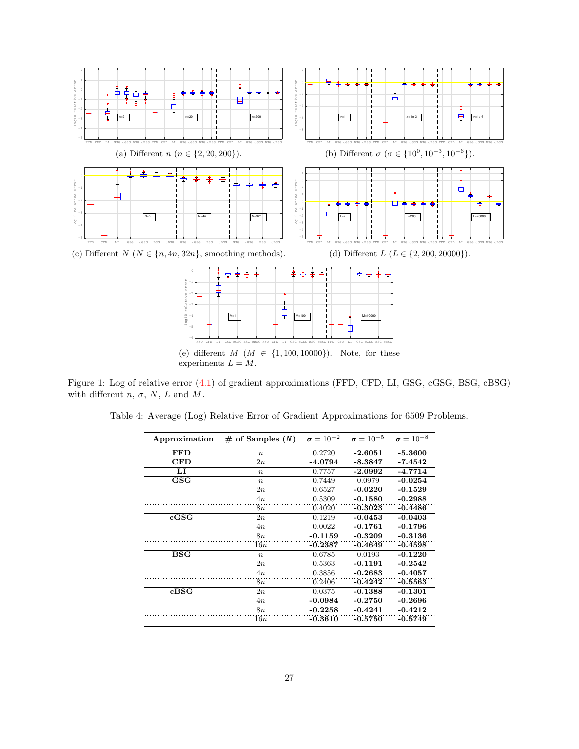(a) Different $n$ ($n \in \{2, 20, 200\}$).

(b) Different $\sigma$ ($\sigma \in \{10^0, 10^{-3}, 10^{-6}\}$).

(c) Different $N$ ($N \in \{n, 4n, 32n\}$, smoothing methods).

(d) Different $L$ ($L \in \{2, 200, 20000\}$).

(e) different $M$ ($M \in \{1, 100, 10000\}$). Note, for these experiments $L = M$.

Figure 1: Log of relative error (4.1) of gradient approximations (FFD, CFD, LI, GSG, cGSG, BSG, cBSG) with different $n$, $\sigma$, $N$, $L$ and $M$.

Table 4: Average (Log) Relative Error of Gradient Approximations for 6509 Problems.

| Approximation | # of Samples ($N$) | $\sigma = 10^{-2}$ | $\sigma = 10^{-5}$ | $\sigma = 10^{-8}$ |
|---|---|---|---|---|
| **FFD** | $n$ | 0.2720 | **-2.6051** | **-5.3600** |
| **CFD** | $2n$ | **-4.0794** | **-8.3847** | **-7.4542** |
| **LI** | $n$ | 0.7757 | **-2.0992** | **-4.7714** |
| **GSG** | $n$ | 0.7449 | 0.0979 | **-0.0254** |
| | $2n$ | 0.6527 | **-0.0220** | **-0.1529** |
| | $4n$ | 0.5309 | **-0.1580** | **-0.2988** |
| | $8n$ | 0.4020 | **-0.3023** | **-0.4486** |
| **cGSG** | $2n$ | 0.1219 | **-0.0453** | **-0.0403** |
| | $4n$ | 0.0022 | **-0.1761** | **-0.1796** |
| | $8n$ | **-0.1159** | **-0.3209** | **-0.3136** |
| | $16n$ | **-0.2387** | **-0.4649** | **-0.4598** |
| **BSG** | $n$ | 0.6785 | 0.0193 | **-0.1220** |
| | $2n$ | 0.5363 | **-0.1191** | **-0.2542** |
| | $4n$ | 0.3856 | **-0.2683** | **-0.4057** |
| | $8n$ | 0.2406 | **-0.4242** | **-0.5563** |
| **cBSG** | $2n$ | 0.0375 | **-0.1388** | **-0.1301** |
| | $4n$ | **-0.0984** | **-0.2750** | **-0.2696** |
| | $8n$ | **-0.2258** | **-0.4241** | **-0.4212** |
| | $16n$ | **-0.3610** | **-0.5750** | **-0.5749** |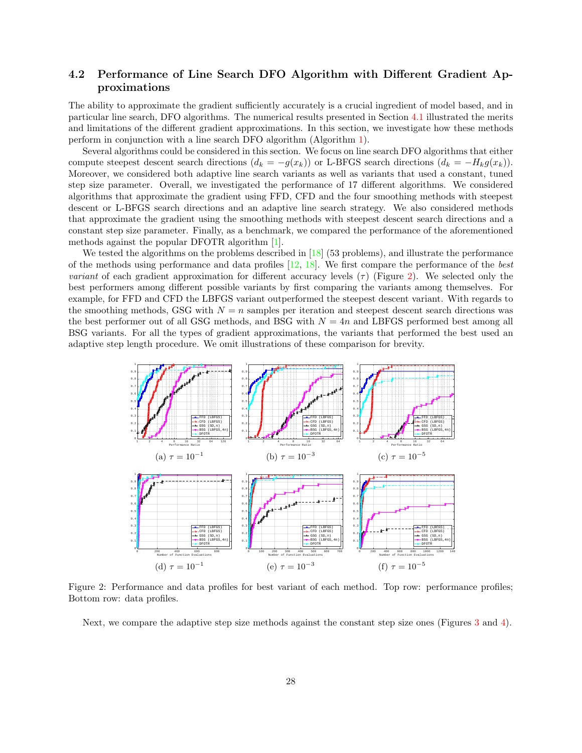### 4.2 Performance of Line Search DFO Algorithm with Different Gradient Approximations

The ability to approximate the gradient sufficiently accurately is a crucial ingredient of model based, and in particular line search, DFO algorithms. The numerical results presented in Section 4.1 illustrated the merits and limitations of the different gradient approximations. In this section, we investigate how these methods perform in conjunction with a line search DFO algorithm (Algorithm 1).

Several algorithms could be considered in this section. We focus on line search DFO algorithms that either compute steepest descent search directions ($d_k = -g(x_k)$) or L-BFGS search directions ($d_k = -H_k g(x_k)$). Moreover, we considered both adaptive line search variants as well as variants that used a constant, tuned step size parameter. Overall, we investigated the performance of 17 different algorithms. We considered algorithms that approximate the gradient using FFD, CFD and the four smoothing methods with steepest descent or L-BFGS search directions and an adaptive line search strategy. We also considered methods that approximate the gradient using the smoothing methods with steepest descent search directions and a constant step size parameter. Finally, as a benchmark, we compared the performance of the aforementioned methods against the popular DFOTR algorithm [1].

We tested the algorithms on the problems described in [18] (53 problems), and illustrate the performance of the methods using performance and data profiles [12, 18]. We first compare the performance of the *best variant* of each gradient approximation for different accuracy levels ($\tau$) (Figure 2). We selected only the best performers among different possible variants by first comparing the variants among themselves. For example, for FFD and CFD the LBFGS variant outperformed the steepest descent variant. With regards to the smoothing methods, GSG with $N = n$ samples per iteration and steepest descent search directions was the best performer out of all GSG methods, and BSG with $N = 4n$ and LBFGS performed best among all BSG variants. For all the types of gradient approximations, the variants that performed the best used an adaptive step length procedure. We omit illustrations of these comparison for brevity.

(a) $\tau = 10^{-1}$ (b) $\tau = 10^{-3}$ (c) $\tau = 10^{-5}$

(d) $\tau = 10^{-1}$ (e) $\tau = 10^{-3}$ (f) $\tau = 10^{-5}$

Figure 2: Performance and data profiles for best variant of each method. Top row: performance profiles; Bottom row: data profiles.

Next, we compare the adaptive step size methods against the constant step size ones (Figures 3 and 4).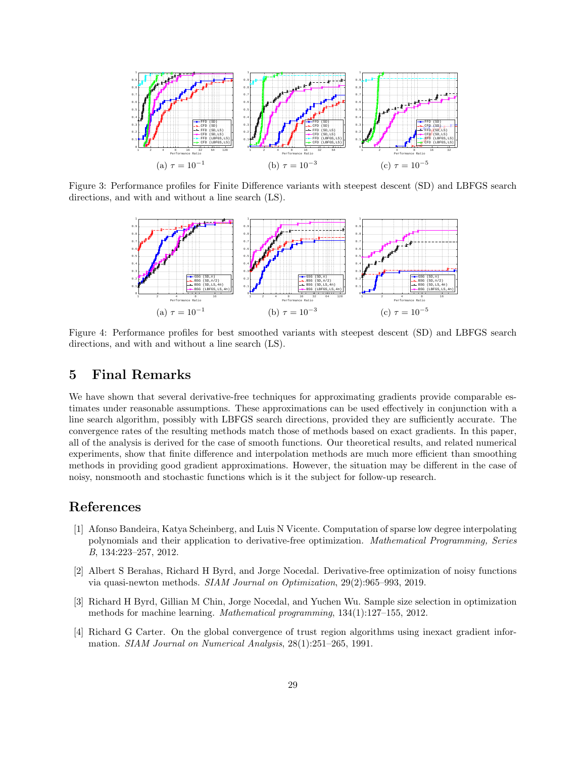(a) $\tau = 10^{-1}$

(b) $\tau = 10^{-3}$

(c) $\tau = 10^{-5}$

Figure 3: Performance profiles for Finite Difference variants with steepest descent (SD) and LBFGS search directions, and with and without a line search (LS).

(a) $\tau = 10^{-1}$

(b) $\tau = 10^{-3}$

(c) $\tau = 10^{-5}$

Figure 4: Performance profiles for best smoothed variants with steepest descent (SD) and LBFGS search directions, and with and without a line search (LS).

# 5 Final Remarks

We have shown that several derivative-free techniques for approximating gradients provide comparable estimates under reasonable assumptions. These approximations can be used effectively in conjunction with a line search algorithm, possibly with LBFGS search directions, provided they are sufficiently accurate. The convergence rates of the resulting methods match those of methods based on exact gradients. In this paper, all of the analysis is derived for the case of smooth functions. Our theoretical results, and related numerical experiments, show that finite difference and interpolation methods are much more efficient than smoothing methods in providing good gradient approximations. However, the situation may be different in the case of noisy, nonsmooth and stochastic functions which is it the subject for follow-up research.

# References

[1] Afonso Bandeira, Katya Scheinberg, and Luis N Vicente. Computation of sparse low degree interpolating polynomials and their application to derivative-free optimization. *Mathematical Programming, Series B*, 134:223–257, 2012.

[2] Albert S Berahas, Richard H Byrd, and Jorge Nocedal. Derivative-free optimization of noisy functions via quasi-newton methods. *SIAM Journal on Optimization*, 29(2):965–993, 2019.

[3] Richard H Byrd, Gillian M Chin, Jorge Nocedal, and Yuchen Wu. Sample size selection in optimization methods for machine learning. *Mathematical programming*, 134(1):127–155, 2012.

[4] Richard G Carter. On the global convergence of trust region algorithms using inexact gradient information. *SIAM Journal on Numerical Analysis*, 28(1):251–265, 1991.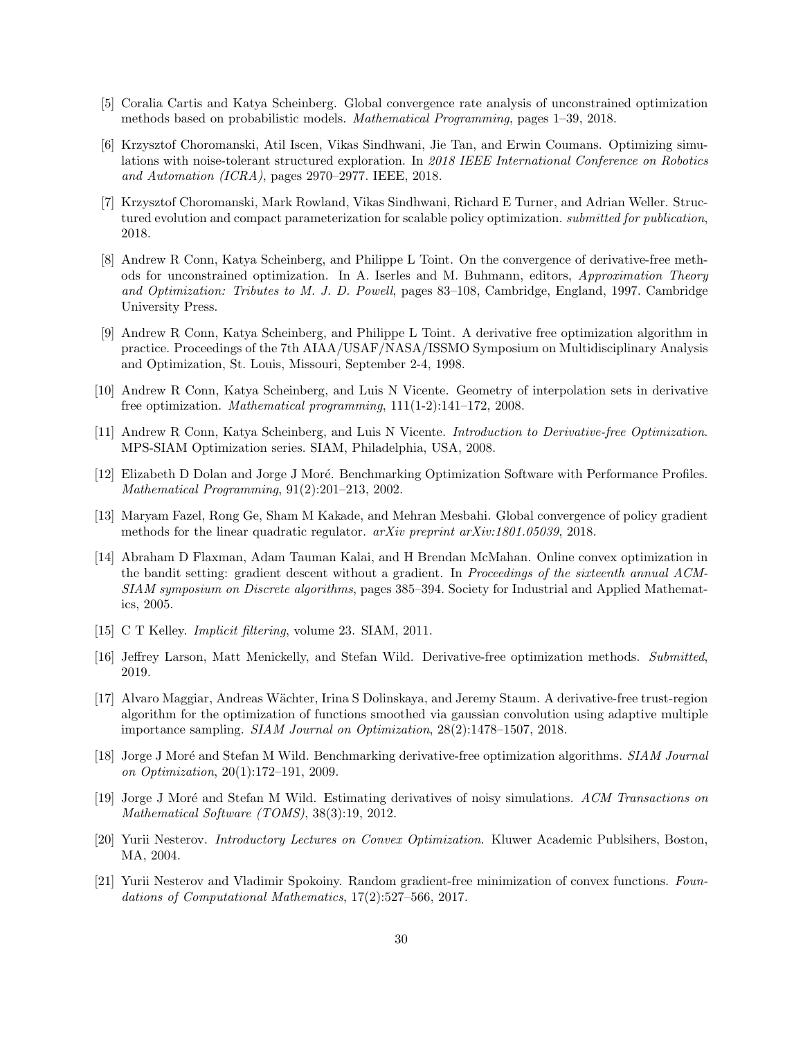[5] Coralia Cartis and Katya Scheinberg. Global convergence rate analysis of unconstrained optimization methods based on probabilistic models. *Mathematical Programming*, pages 1–39, 2018.

[6] Krzysztof Choromanski, Atil Iscen, Vikas Sindhwani, Jie Tan, and Erwin Coumans. Optimizing simulations with noise-tolerant structured exploration. In *2018 IEEE International Conference on Robotics and Automation (ICRA)*, pages 2970–2977. IEEE, 2018.

[7] Krzysztof Choromanski, Mark Rowland, Vikas Sindhwani, Richard E Turner, and Adrian Weller. Structured evolution and compact parameterization for scalable policy optimization. *submitted for publication*, 2018.

[8] Andrew R Conn, Katya Scheinberg, and Philippe L Toint. On the convergence of derivative-free methods for unconstrained optimization. In A. Iserles and M. Buhmann, editors, *Approximation Theory and Optimization: Tributes to M. J. D. Powell*, pages 83–108, Cambridge, England, 1997. Cambridge University Press.

[9] Andrew R Conn, Katya Scheinberg, and Philippe L Toint. A derivative free optimization algorithm in practice. Proceedings of the 7th AIAA/USAF/NASA/ISSMO Symposium on Multidisciplinary Analysis and Optimization, St. Louis, Missouri, September 2-4, 1998.

[10] Andrew R Conn, Katya Scheinberg, and Luis N Vicente. Geometry of interpolation sets in derivative free optimization. *Mathematical programming*, 111(1-2):141–172, 2008.

[11] Andrew R Conn, Katya Scheinberg, and Luis N Vicente. *Introduction to Derivative-free Optimization*. MPS-SIAM Optimization series. SIAM, Philadelphia, USA, 2008.

[12] Elizabeth D Dolan and Jorge J Moré. Benchmarking Optimization Software with Performance Profiles. *Mathematical Programming*, 91(2):201–213, 2002.

[13] Maryam Fazel, Rong Ge, Sham M Kakade, and Mehran Mesbahi. Global convergence of policy gradient methods for the linear quadratic regulator. *arXiv preprint arXiv:1801.05039*, 2018.

[14] Abraham D Flaxman, Adam Tauman Kalai, and H Brendan McMahan. Online convex optimization in the bandit setting: gradient descent without a gradient. In *Proceedings of the sixteenth annual ACM-SIAM symposium on Discrete algorithms*, pages 385–394. Society for Industrial and Applied Mathematics, 2005.

[15] C T Kelley. *Implicit filtering*, volume 23. SIAM, 2011.

[16] Jeffrey Larson, Matt Menickelly, and Stefan Wild. Derivative-free optimization methods. *Submitted*, 2019.

[17] Alvaro Maggiar, Andreas Wächter, Irina S Dolinskaya, and Jeremy Staum. A derivative-free trust-region algorithm for the optimization of functions smoothed via gaussian convolution using adaptive multiple importance sampling. *SIAM Journal on Optimization*, 28(2):1478–1507, 2018.

[18] Jorge J Moré and Stefan M Wild. Benchmarking derivative-free optimization algorithms. *SIAM Journal on Optimization*, 20(1):172–191, 2009.

[19] Jorge J Moré and Stefan M Wild. Estimating derivatives of noisy simulations. *ACM Transactions on Mathematical Software (TOMS)*, 38(3):19, 2012.

[20] Yurii Nesterov. *Introductory Lectures on Convex Optimization*. Kluwer Academic Publsihers, Boston, MA, 2004.

[21] Yurii Nesterov and Vladimir Spokoiny. Random gradient-free minimization of convex functions. *Foundations of Computational Mathematics*, 17(2):527–566, 2017.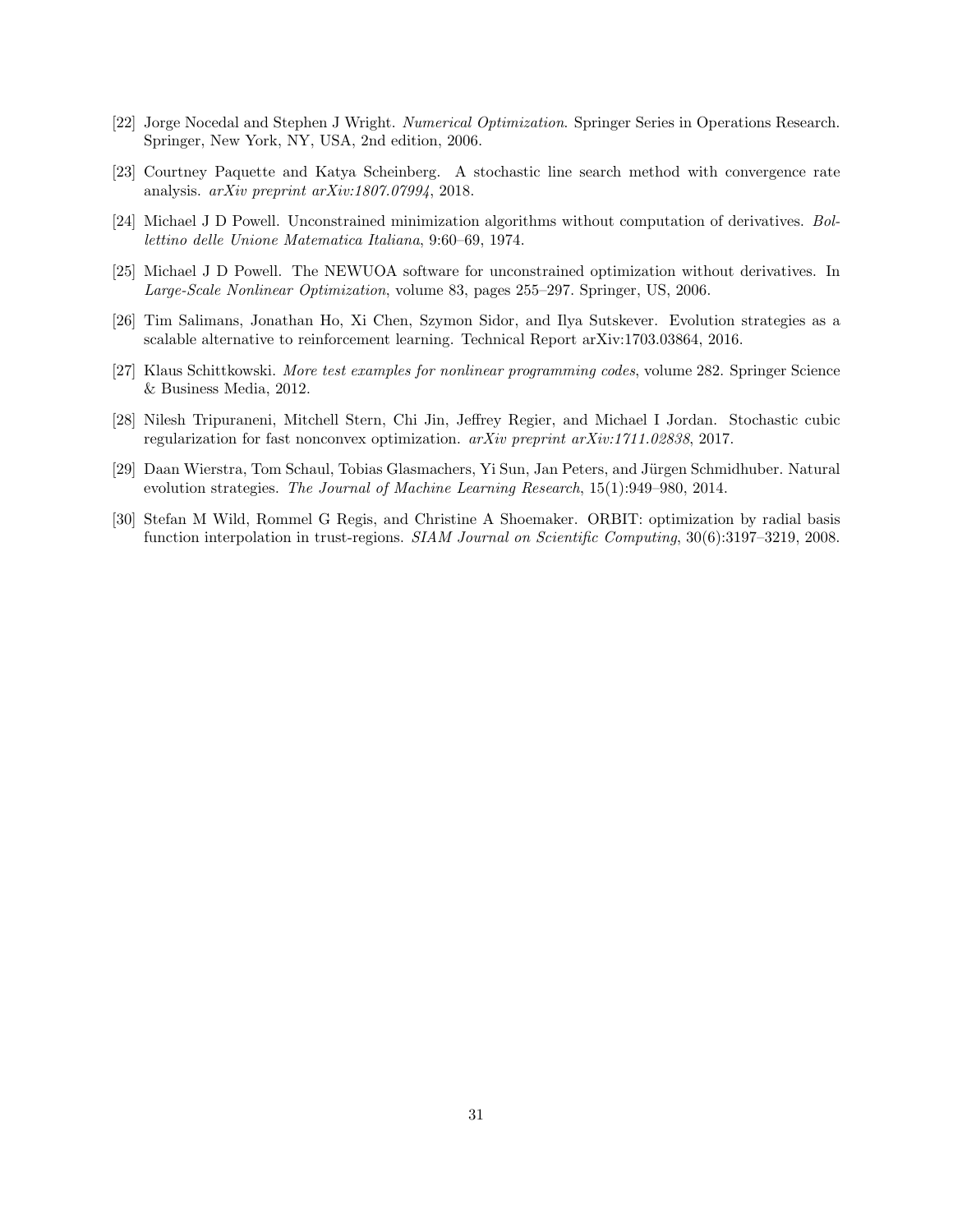[22] Jorge Nocedal and Stephen J Wright. *Numerical Optimization*. Springer Series in Operations Research. Springer, New York, NY, USA, 2nd edition, 2006.

[23] Courtney Paquette and Katya Scheinberg. A stochastic line search method with convergence rate analysis. *arXiv preprint arXiv:1807.07994*, 2018.

[24] Michael J D Powell. Unconstrained minimization algorithms without computation of derivatives. *Bollettino delle Unione Matematica Italiana*, 9:60–69, 1974.

[25] Michael J D Powell. The NEWUOA software for unconstrained optimization without derivatives. In *Large-Scale Nonlinear Optimization*, volume 83, pages 255–297. Springer, US, 2006.

[26] Tim Salimans, Jonathan Ho, Xi Chen, Szymon Sidor, and Ilya Sutskever. Evolution strategies as a scalable alternative to reinforcement learning. Technical Report arXiv:1703.03864, 2016.

[27] Klaus Schittkowski. *More test examples for nonlinear programming codes*, volume 282. Springer Science & Business Media, 2012.

[28] Nilesh Tripuraneni, Mitchell Stern, Chi Jin, Jeffrey Regier, and Michael I Jordan. Stochastic cubic regularization for fast nonconvex optimization. *arXiv preprint arXiv:1711.02838*, 2017.

[29] Daan Wierstra, Tom Schaul, Tobias Glasmachers, Yi Sun, Jan Peters, and Jürgen Schmidhuber. Natural evolution strategies. *The Journal of Machine Learning Research*, 15(1):949–980, 2014.

[30] Stefan M Wild, Rommel G Regis, and Christine A Shoemaker. ORBIT: optimization by radial basis function interpolation in trust-regions. *SIAM Journal on Scientific Computing*, 30(6):3197–3219, 2008.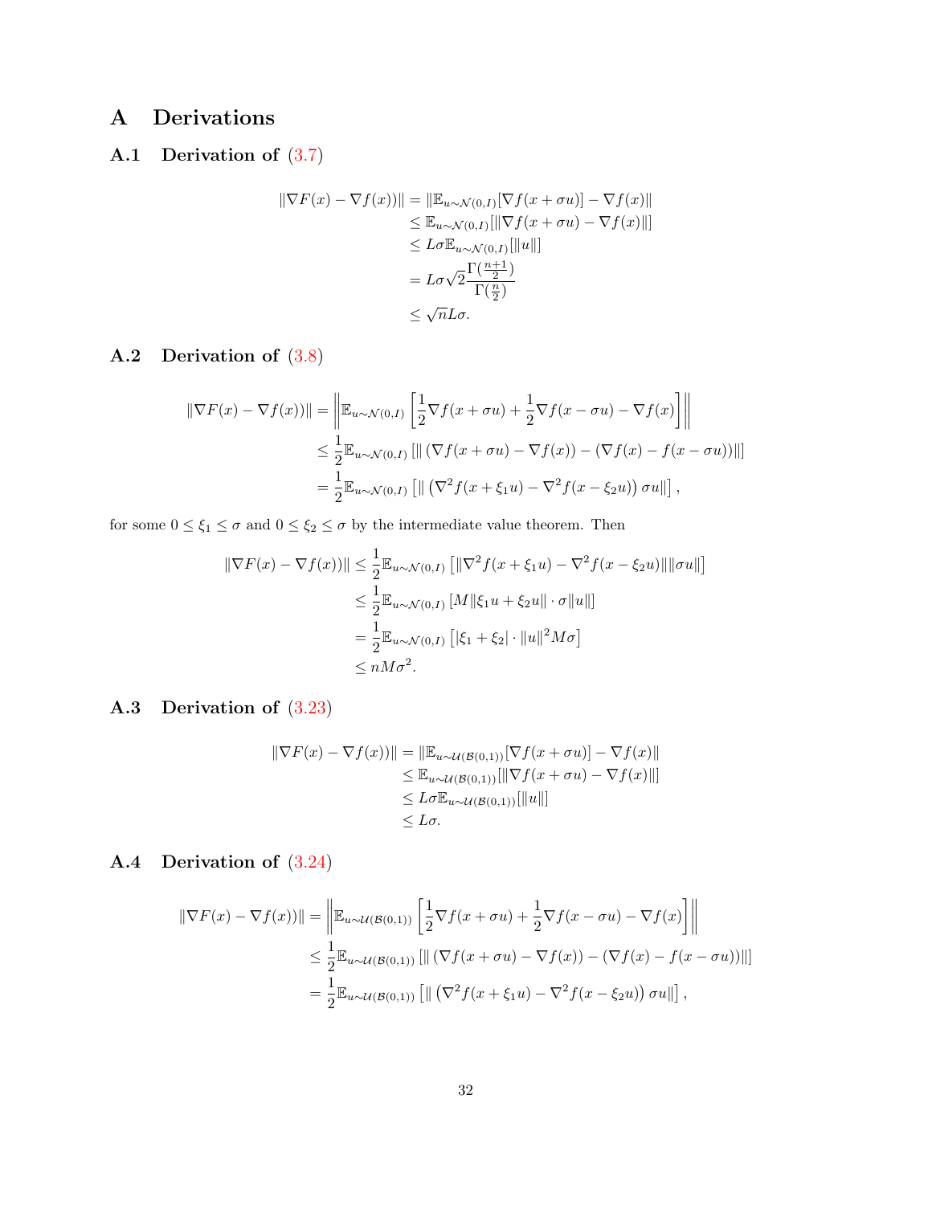# A Derivations

## A.1 Derivation of (3.7)

$$
\begin{aligned}
\|\nabla F(x) - \nabla f(x))\| &= \|\mathbb{E}_{u\sim\mathcal{N}(0,I)}[\nabla f(x+\sigma u)] - \nabla f(x)\| \\
&\leq \mathbb{E}_{u\sim\mathcal{N}(0,I)}[\|\nabla f(x+\sigma u) - \nabla f(x)\|] \\
&\leq L\sigma \mathbb{E}_{u\sim\mathcal{N}(0,I)}[\|u\|] \\
&= L\sigma\sqrt{2}\frac{\Gamma(\frac{n+1}{2})}{\Gamma(\frac{n}{2})} \\
&\leq \sqrt{n}L\sigma.
\end{aligned}
$$

## A.2 Derivation of (3.8)

$$
\begin{aligned}
\|\nabla F(x) - \nabla f(x))\| &= \left\|\mathbb{E}_{u\sim\mathcal{N}(0,I)}\left[\frac{1}{2}\nabla f(x+\sigma u) + \frac{1}{2}\nabla f(x-\sigma u) - \nabla f(x)\right]\right\| \\
&\leq \frac{1}{2}\mathbb{E}_{u\sim\mathcal{N}(0,I)}\left[\|\left(\nabla f(x+\sigma u) - \nabla f(x)\right) - \left(\nabla f(x) - f(x-\sigma u)\right)\|\right] \\
&= \frac{1}{2}\mathbb{E}_{u\sim\mathcal{N}(0,I)}\left[\|\left(\nabla^2 f(x+\xi_1 u) - \nabla^2 f(x-\xi_2 u)\right)\sigma u\|\right],
\end{aligned}
$$

for some $0 \leq \xi_1 \leq \sigma$ and $0 \leq \xi_2 \leq \sigma$ by the intermediate value theorem. Then

$$
\begin{aligned}
\|\nabla F(x) - \nabla f(x))\| &\leq \frac{1}{2}\mathbb{E}_{u\sim\mathcal{N}(0,I)}\left[\|\nabla^2 f(x+\xi_1 u) - \nabla^2 f(x-\xi_2 u)\|\|\sigma u\|\right] \\
&\leq \frac{1}{2}\mathbb{E}_{u\sim\mathcal{N}(0,I)}\left[M\|\xi_1 u + \xi_2 u\| \cdot \sigma\|u\|\right] \\
&= \frac{1}{2}\mathbb{E}_{u\sim\mathcal{N}(0,I)}\left[|\xi_1 + \xi_2| \cdot \|u\|^2 M\sigma\right] \\
&\leq nM\sigma^2.
\end{aligned}
$$

## A.3 Derivation of (3.23)

$$
\begin{aligned}
\|\nabla F(x) - \nabla f(x))\| &= \|\mathbb{E}_{u\sim\mathcal{U}(\mathcal{B}(0,1))}[\nabla f(x+\sigma u)] - \nabla f(x)\| \\
&\leq \mathbb{E}_{u\sim\mathcal{U}(\mathcal{B}(0,1))}[\|\nabla f(x+\sigma u) - \nabla f(x)\|] \\
&\leq L\sigma \mathbb{E}_{u\sim\mathcal{U}(\mathcal{B}(0,1))}[\|u\|] \\
&\leq L\sigma.
\end{aligned}
$$

## A.4 Derivation of (3.24)

$$
\begin{aligned}
\|\nabla F(x) - \nabla f(x))\| &= \left\|\mathbb{E}_{u\sim\mathcal{U}(\mathcal{B}(0,1))}\left[\frac{1}{2}\nabla f(x+\sigma u) + \frac{1}{2}\nabla f(x-\sigma u) - \nabla f(x)\right]\right\| \\
&\leq \frac{1}{2}\mathbb{E}_{u\sim\mathcal{U}(\mathcal{B}(0,1))}\left[\|\left(\nabla f(x+\sigma u) - \nabla f(x)\right) - \left(\nabla f(x) - f(x-\sigma u)\right)\|\right] \\
&= \frac{1}{2}\mathbb{E}_{u\sim\mathcal{U}(\mathcal{B}(0,1))}\left[\|\left(\nabla^2 f(x+\xi_1 u) - \nabla^2 f(x-\xi_2 u)\right)\sigma u\|\right],
\end{aligned}
$$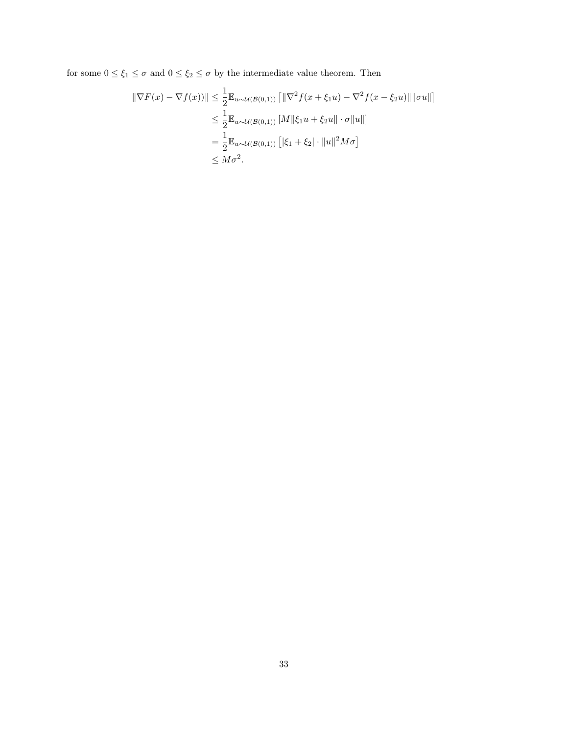for some $0 \leq \xi_1 \leq \sigma$ and $0 \leq \xi_2 \leq \sigma$ by the intermediate value theorem. Then

$$
\begin{aligned}
\|\nabla F(x) - \nabla f(x))\| &\leq \frac{1}{2}\mathbb{E}_{u \sim \mathcal{U}(\mathcal{B}(0,1))}\left[\|\nabla^2 f(x + \xi_1 u) - \nabla^2 f(x - \xi_2 u)\|\|\sigma u\|\right] \\
&\leq \frac{1}{2}\mathbb{E}_{u \sim \mathcal{U}(\mathcal{B}(0,1))}\left[M\|\xi_1 u + \xi_2 u\| \cdot \sigma \|u\|\right] \\
&= \frac{1}{2}\mathbb{E}_{u \sim \mathcal{U}(\mathcal{B}(0,1))}\left[|\xi_1 + \xi_2| \cdot \|u\|^2 M\sigma\right] \\
&\leq M\sigma^2.
\end{aligned}
$$